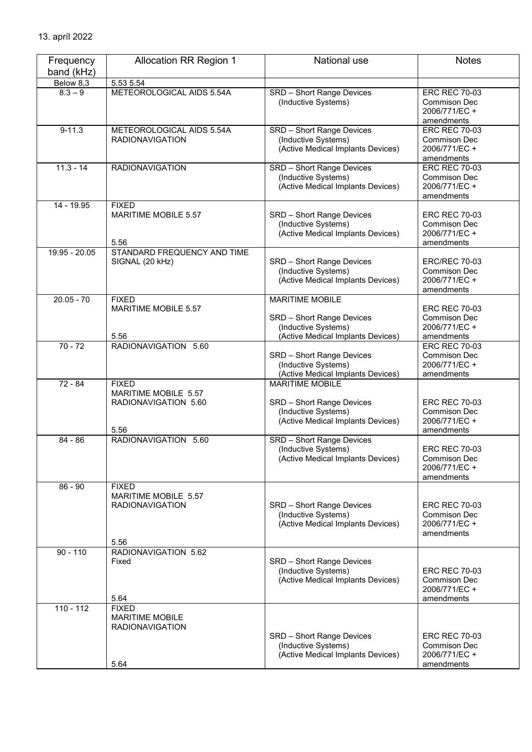13. apríl 2022

| Frequency band (kHz) | Allocation RR Region 1 | National use | Notes |
|---|---|---|---|
| Below 8,3 | 5.53 5.54 | | |
| 8.3 – 9 | METEOROLOGICAL AIDS 5.54A | SRD – Short Range Devices (Inductive Systems) | ERC REC 70-03 Commison Dec 2006/771/EC + amendments |
| 9-11.3 | METEOROLOGICAL AIDS 5.54A RADIONAVIGATION | SRD – Short Range Devices (Inductive Systems) (Active Medical Implants Devices) | ERC REC 70-03 Commison Dec 2006/771/EC + amendments |
| 11.3 - 14 | RADIONAVIGATION | SRD – Short Range Devices (Inductive Systems) (Active Medical Implants Devices) | ERC REC 70-03 Commison Dec 2006/771/EC + amendments |
| 14 - 19.95 | FIXED MARITIME MOBILE 5.57 5.56 | SRD – Short Range Devices (Inductive Systems) (Active Medical Implants Devices) | ERC REC 70-03 Commison Dec 2006/771/EC + amendments |
| 19.95 - 20.05 | STANDARD FREQUENCY AND TIME SIGNAL (20 kHz) | SRD – Short Range Devices (Inductive Systems) (Active Medical Implants Devices) | ERC/REC 70-03 Commison Dec 2006/771/EC + amendments |
| 20.05 - 70 | FIXED MARITIME MOBILE 5.57 5.56 | MARITIME MOBILE SRD – Short Range Devices (Inductive Systems) (Active Medical Implants Devices) | ERC REC 70-03 Commison Dec 2006/771/EC + amendments |
| 70 - 72 | RADIONAVIGATION 5.60 | SRD – Short Range Devices (Inductive Systems) (Active Medical Implants Devices) | ERC REC 70-03 Commison Dec 2006/771/EC + amendments |
| 72 - 84 | FIXED MARITIME MOBILE 5.57 RADIONAVIGATION 5.60 5.56 | MARITIME MOBILE SRD – Short Range Devices (Inductive Systems) (Active Medical Implants Devices) | ERC REC 70-03 Commison Dec 2006/771/EC + amendments |
| 84 - 86 | RADIONAVIGATION 5.60 | SRD – Short Range Devices (Inductive Systems) (Active Medical Implants Devices) | ERC REC 70-03 Commison Dec 2006/771/EC + amendments |
| 86 - 90 | FIXED MARITIME MOBILE 5.57 RADIONAVIGATION 5.56 | SRD – Short Range Devices (Inductive Systems) (Active Medical Implants Devices) | ERC REC 70-03 Commison Dec 2006/771/EC + amendments |
| 90 - 110 | RADIONAVIGATION 5.62 Fixed 5.64 | SRD – Short Range Devices (Inductive Systems) (Active Medical Implants Devices) | ERC REC 70-03 Commison Dec 2006/771/EC + amendments |
| 110 - 112 | FIXED MARITIME MOBILE RADIONAVIGATION 5.64 | SRD – Short Range Devices (Inductive Systems) (Active Medical Implants Devices) | ERC REC 70-03 Commison Dec 2006/771/EC + amendments |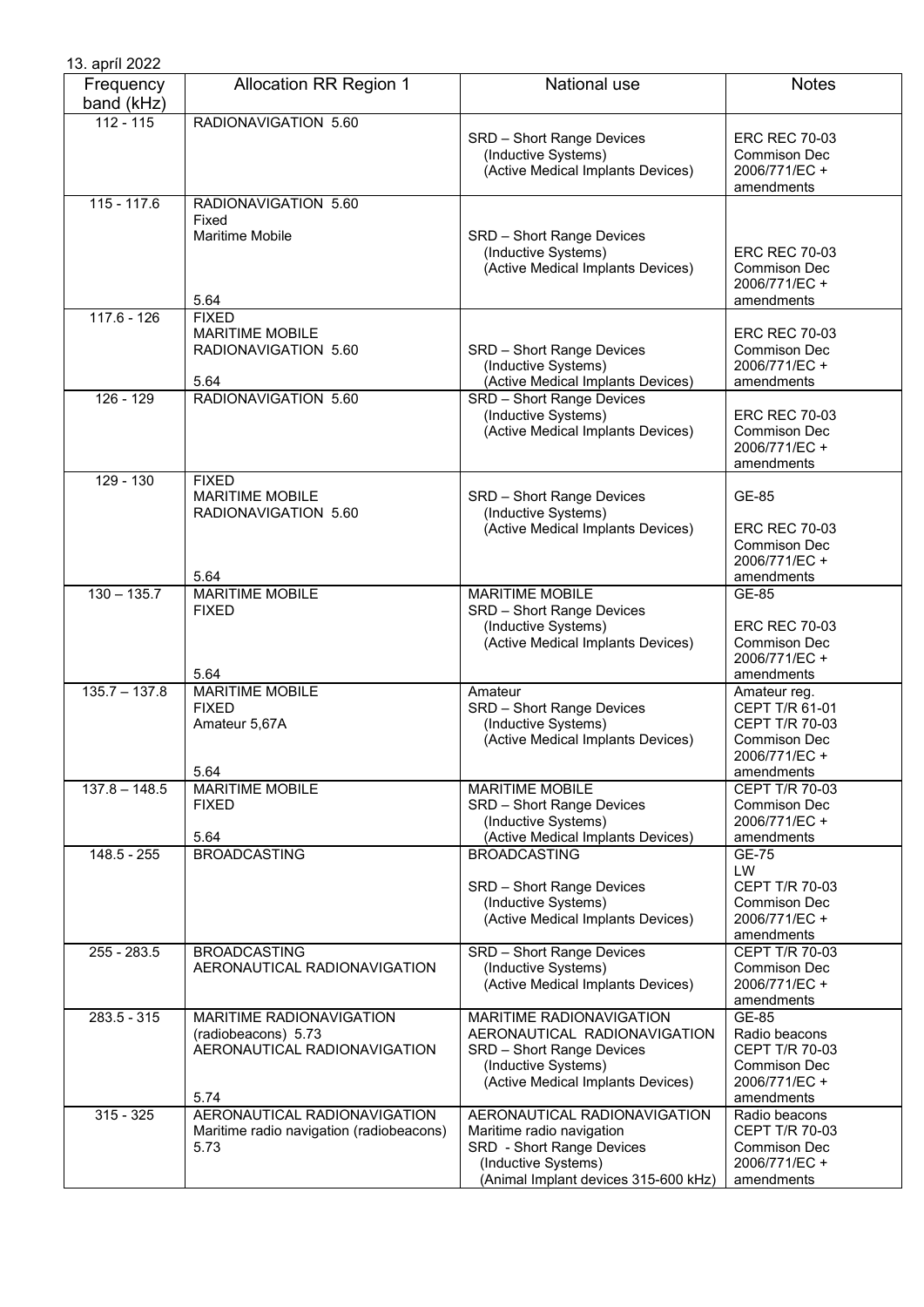13. apríl 2022

| Frequency band (kHz) | Allocation RR Region 1 | National use | Notes |
|---|---|---|---|
| 112 - 115 | RADIONAVIGATION 5.60 | SRD – Short Range Devices (Inductive Systems) (Active Medical Implants Devices) | ERC REC 70-03 Commison Dec 2006/771/EC + amendments |
| 115 - 117.6 | RADIONAVIGATION 5.60 Fixed Maritime Mobile 5.64 | SRD – Short Range Devices (Inductive Systems) (Active Medical Implants Devices) | ERC REC 70-03 Commison Dec 2006/771/EC + amendments |
| 117.6 - 126 | FIXED MARITIME MOBILE RADIONAVIGATION 5.60 5.64 | SRD – Short Range Devices (Inductive Systems) (Active Medical Implants Devices) | ERC REC 70-03 Commison Dec 2006/771/EC + amendments |
| 126 - 129 | RADIONAVIGATION 5.60 | SRD – Short Range Devices (Inductive Systems) (Active Medical Implants Devices) | ERC REC 70-03 Commison Dec 2006/771/EC + amendments |
| 129 - 130 | FIXED MARITIME MOBILE RADIONAVIGATION 5.60 5.64 | SRD – Short Range Devices (Inductive Systems) (Active Medical Implants Devices) | GE-85 ERC REC 70-03 Commison Dec 2006/771/EC + amendments |
| 130 – 135.7 | MARITIME MOBILE FIXED 5.64 | MARITIME MOBILE SRD – Short Range Devices (Inductive Systems) (Active Medical Implants Devices) | GE-85 ERC REC 70-03 Commison Dec 2006/771/EC + amendments |
| 135.7 – 137.8 | MARITIME MOBILE FIXED Amateur 5,67A 5.64 | Amateur SRD – Short Range Devices (Inductive Systems) (Active Medical Implants Devices) | Amateur reg. CEPT T/R 61-01 CEPT T/R 70-03 Commison Dec 2006/771/EC + amendments |
| 137.8 – 148.5 | MARITIME MOBILE FIXED 5.64 | MARITIME MOBILE SRD – Short Range Devices (Inductive Systems) (Active Medical Implants Devices) | CEPT T/R 70-03 Commison Dec 2006/771/EC + amendments |
| 148.5 - 255 | BROADCASTING | BROADCASTING SRD – Short Range Devices (Inductive Systems) (Active Medical Implants Devices) | GE-75 LW CEPT T/R 70-03 Commison Dec 2006/771/EC + amendments |
| 255 - 283.5 | BROADCASTING AERONAUTICAL RADIONAVIGATION | SRD – Short Range Devices (Inductive Systems) (Active Medical Implants Devices) | CEPT T/R 70-03 Commison Dec 2006/771/EC + amendments |
| 283.5 - 315 | MARITIME RADIONAVIGATION (radiobeacons) 5.73 AERONAUTICAL RADIONAVIGATION 5.74 | MARITIME RADIONAVIGATION AERONAUTICAL RADIONAVIGATION SRD – Short Range Devices (Inductive Systems) (Active Medical Implants Devices) | GE-85 Radio beacons CEPT T/R 70-03 Commison Dec 2006/771/EC + amendments |
| 315 - 325 | AERONAUTICAL RADIONAVIGATION Maritime radio navigation (radiobeacons) 5.73 | AERONAUTICAL RADIONAVIGATION Maritime radio navigation SRD - Short Range Devices (Inductive Systems) (Animal Implant devices 315-600 kHz) | Radio beacons CEPT T/R 70-03 Commison Dec 2006/771/EC + amendments |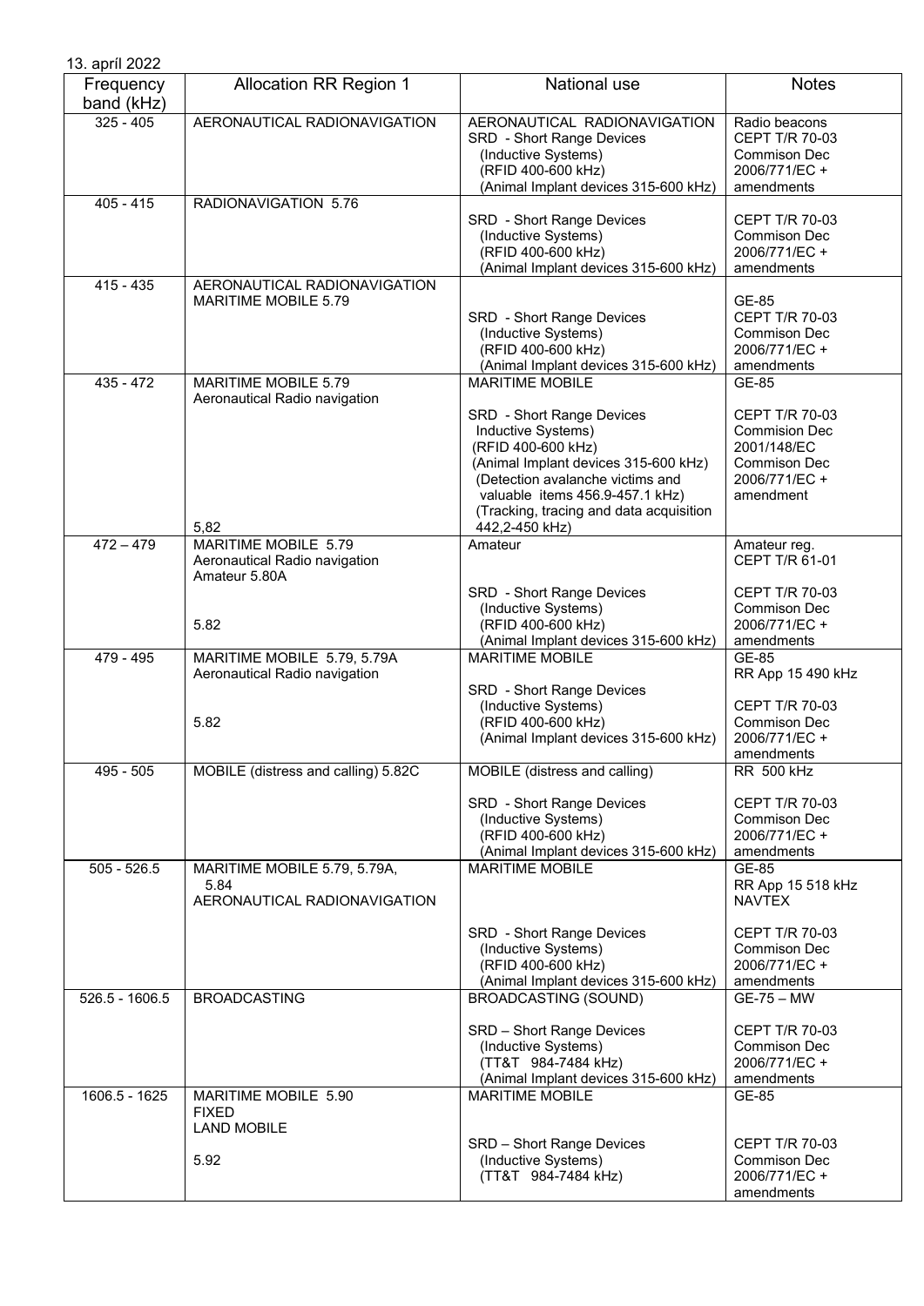13. apríl 2022

| Frequency band (kHz) | Allocation RR Region 1 | National use | Notes |
|---|---|---|---|
| 325 - 405 | AERONAUTICAL RADIONAVIGATION | AERONAUTICAL RADIONAVIGATION<br>SRD - Short Range Devices<br>(Inductive Systems)<br>(RFID 400-600 kHz)<br>(Animal Implant devices 315-600 kHz) | Radio beacons<br>CEPT T/R 70-03<br>Commison Dec 2006/771/EC + amendments |
| 405 - 415 | RADIONAVIGATION 5.76 | SRD - Short Range Devices<br>(Inductive Systems)<br>(RFID 400-600 kHz)<br>(Animal Implant devices 315-600 kHz) | CEPT T/R 70-03<br>Commison Dec 2006/771/EC + amendments |
| 415 - 435 | AERONAUTICAL RADIONAVIGATION<br>MARITIME MOBILE 5.79 | SRD - Short Range Devices<br>(Inductive Systems)<br>(RFID 400-600 kHz)<br>(Animal Implant devices 315-600 kHz) | GE-85<br>CEPT T/R 70-03<br>Commison Dec 2006/771/EC + amendments |
| 435 - 472 | MARITIME MOBILE 5.79<br>Aeronautical Radio navigation<br>5,82 | MARITIME MOBILE<br>SRD - Short Range Devices<br>Inductive Systems)<br>(RFID 400-600 kHz)<br>(Animal Implant devices 315-600 kHz)<br>(Detection avalanche victims and valuable items 456.9-457.1 kHz)<br>(Tracking, tracing and data acquisition 442,2-450 kHz) | GE-85<br>CEPT T/R 70-03<br>Commision Dec 2001/148/EC<br>Commison Dec 2006/771/EC + amendment |
| 472 – 479 | MARITIME MOBILE 5.79<br>Aeronautical Radio navigation<br>Amateur 5.80A<br>5.82 | Amateur<br>SRD - Short Range Devices<br>(Inductive Systems)<br>(RFID 400-600 kHz)<br>(Animal Implant devices 315-600 kHz) | Amateur reg.<br>CEPT T/R 61-01<br>CEPT T/R 70-03<br>Commison Dec 2006/771/EC + amendments |
| 479 - 495 | MARITIME MOBILE 5.79, 5.79A<br>Aeronautical Radio navigation<br>5.82 | MARITIME MOBILE<br>SRD - Short Range Devices<br>(Inductive Systems)<br>(RFID 400-600 kHz)<br>(Animal Implant devices 315-600 kHz) | GE-85<br>RR App 15 490 kHz<br>CEPT T/R 70-03<br>Commison Dec 2006/771/EC + amendments |
| 495 - 505 | MOBILE (distress and calling) 5.82C | MOBILE (distress and calling)<br>SRD - Short Range Devices<br>(Inductive Systems)<br>(RFID 400-600 kHz)<br>(Animal Implant devices 315-600 kHz) | RR 500 kHz<br>CEPT T/R 70-03<br>Commison Dec 2006/771/EC + amendments |
| 505 - 526.5 | MARITIME MOBILE 5.79, 5.79A, 5.84<br>AERONAUTICAL RADIONAVIGATION | MARITIME MOBILE<br>SRD - Short Range Devices<br>(Inductive Systems)<br>(RFID 400-600 kHz)<br>(Animal Implant devices 315-600 kHz) | GE-85<br>RR App 15 518 kHz<br>NAVTEX<br>CEPT T/R 70-03<br>Commison Dec 2006/771/EC + amendments |
| 526.5 - 1606.5 | BROADCASTING | BROADCASTING (SOUND)<br>SRD – Short Range Devices<br>(Inductive Systems)<br>(TT&T 984-7484 kHz)<br>(Animal Implant devices 315-600 kHz) | GE-75 – MW<br>CEPT T/R 70-03<br>Commison Dec 2006/771/EC + amendments |
| 1606.5 - 1625 | MARITIME MOBILE 5.90<br>FIXED<br>LAND MOBILE<br>5.92 | MARITIME MOBILE<br>SRD – Short Range Devices<br>(Inductive Systems)<br>(TT&T 984-7484 kHz) | GE-85<br>CEPT T/R 70-03<br>Commison Dec 2006/771/EC + amendments |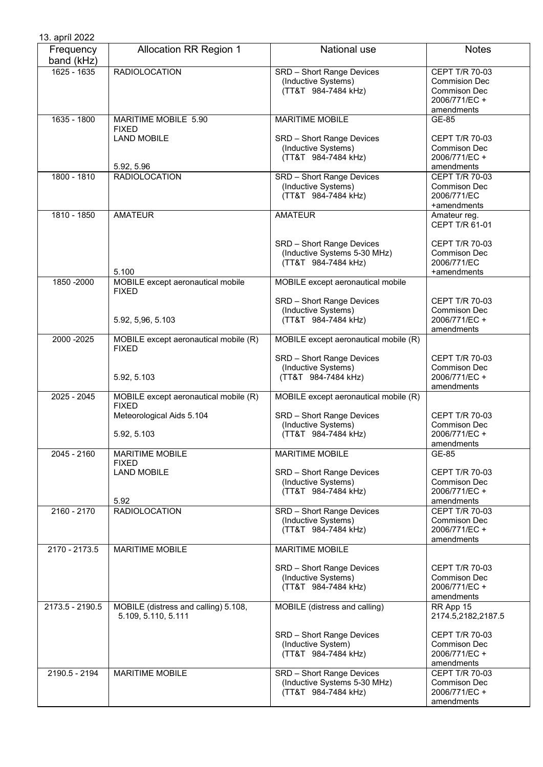13. apríl 2022

| Frequency band (kHz) | Allocation RR Region 1 | National use | Notes |
|---|---|---|---|
| 1625 - 1635 | RADIOLOCATION | SRD – Short Range Devices (Inductive Systems) (TT&T 984-7484 kHz) | CEPT T/R 70-03 Commision Dec Commison Dec 2006/771/EC + amendments |
| 1635 - 1800 | MARITIME MOBILE 5.90 FIXED LAND MOBILE 5.92, 5.96 | MARITIME MOBILE SRD – Short Range Devices (Inductive Systems) (TT&T 984-7484 kHz) | GE-85 CEPT T/R 70-03 Commison Dec 2006/771/EC + amendments |
| 1800 - 1810 | RADIOLOCATION | SRD – Short Range Devices (Inductive Systems) (TT&T 984-7484 kHz) | CEPT T/R 70-03 Commison Dec 2006/771/EC +amendments |
| 1810 - 1850 | AMATEUR 5.100 | AMATEUR SRD – Short Range Devices (Inductive Systems 5-30 MHz) (TT&T 984-7484 kHz) | Amateur reg. CEPT T/R 61-01 CEPT T/R 70-03 Commison Dec 2006/771/EC +amendments |
| 1850 -2000 | MOBILE except aeronautical mobile FIXED 5.92, 5,96, 5.103 | MOBILE except aeronautical mobile SRD – Short Range Devices (Inductive Systems) (TT&T 984-7484 kHz) | CEPT T/R 70-03 Commison Dec 2006/771/EC + amendments |
| 2000 -2025 | MOBILE except aeronautical mobile (R) FIXED 5.92, 5.103 | MOBILE except aeronautical mobile (R) SRD – Short Range Devices (Inductive Systems) (TT&T 984-7484 kHz) | CEPT T/R 70-03 Commison Dec 2006/771/EC + amendments |
| 2025 - 2045 | MOBILE except aeronautical mobile (R) FIXED Meteorological Aids 5.104 5.92, 5.103 | MOBILE except aeronautical mobile (R) SRD – Short Range Devices (Inductive Systems) (TT&T 984-7484 kHz) | CEPT T/R 70-03 Commison Dec 2006/771/EC + amendments |
| 2045 - 2160 | MARITIME MOBILE FIXED LAND MOBILE 5.92 | MARITIME MOBILE SRD – Short Range Devices (Inductive Systems) (TT&T 984-7484 kHz) | GE-85 CEPT T/R 70-03 Commison Dec 2006/771/EC + amendments |
| 2160 - 2170 | RADIOLOCATION | SRD – Short Range Devices (Inductive Systems) (TT&T 984-7484 kHz) | CEPT T/R 70-03 Commison Dec 2006/771/EC + amendments |
| 2170 - 2173.5 | MARITIME MOBILE | MARITIME MOBILE SRD – Short Range Devices (Inductive Systems) (TT&T 984-7484 kHz) | CEPT T/R 70-03 Commison Dec 2006/771/EC + amendments |
| 2173.5 - 2190.5 | MOBILE (distress and calling) 5.108, 5.109, 5.110, 5.111 | MOBILE (distress and calling) SRD – Short Range Devices (Inductive System) (TT&T 984-7484 kHz) | RR App 15 2174.5,2182,2187.5 CEPT T/R 70-03 Commison Dec 2006/771/EC + amendments |
| 2190.5 - 2194 | MARITIME MOBILE | SRD – Short Range Devices (Inductive Systems 5-30 MHz) (TT&T 984-7484 kHz) | CEPT T/R 70-03 Commison Dec 2006/771/EC + amendments |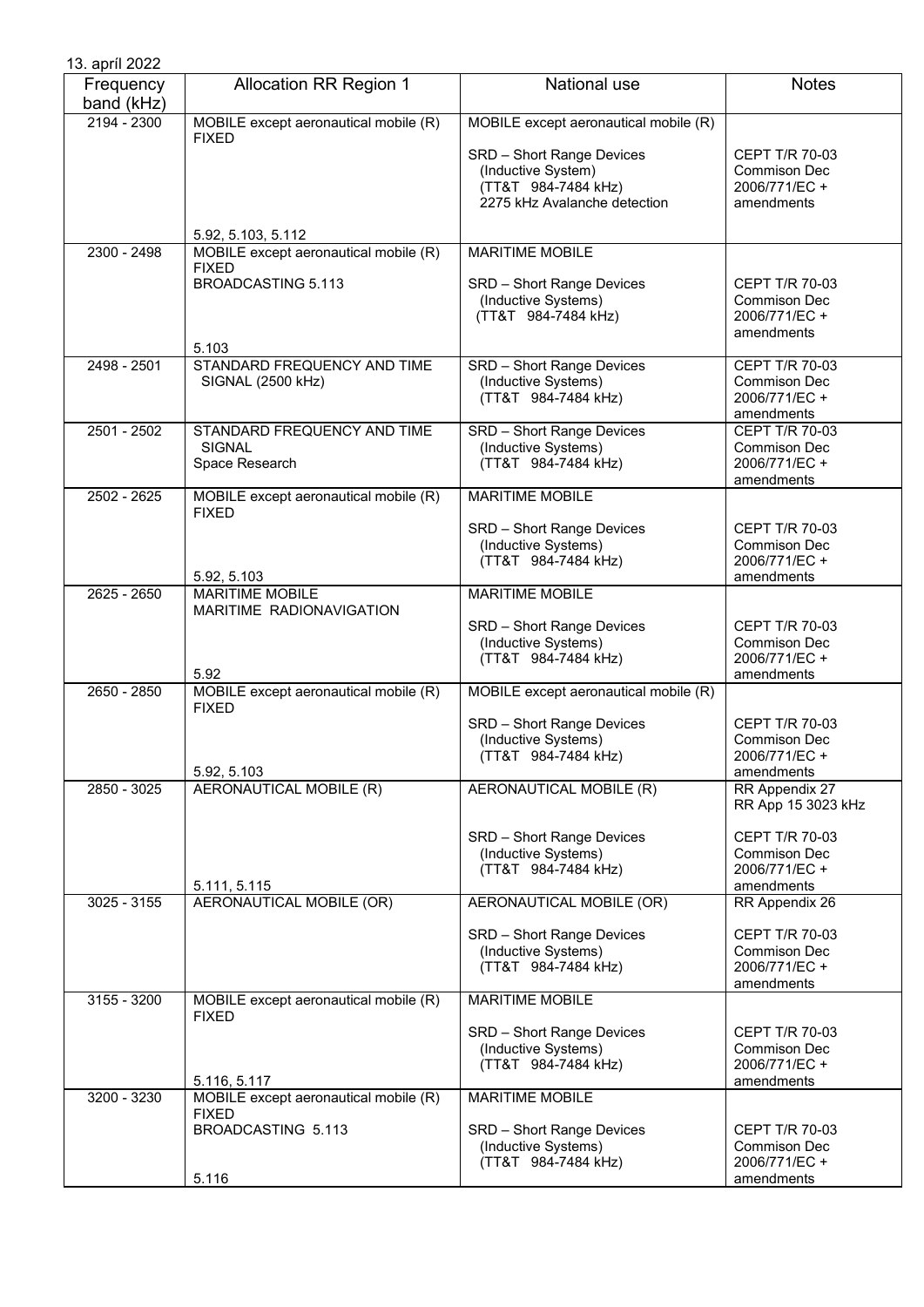13. apríl 2022

| Frequency band (kHz) | Allocation RR Region 1 | National use | Notes |
|---|---|---|---|
| 2194 - 2300 | MOBILE except aeronautical mobile (R)<br>FIXED<br><br>5.92, 5.103, 5.112 | MOBILE except aeronautical mobile (R)<br><br>SRD – Short Range Devices<br>(Inductive System)<br>(TT&T 984-7484 kHz)<br>2275 kHz Avalanche detection | <br><br>CEPT T/R 70-03<br>Commison Dec<br>2006/771/EC +<br>amendments |
| 2300 - 2498 | MOBILE except aeronautical mobile (R)<br>FIXED<br>BROADCASTING 5.113<br><br>5.103 | MARITIME MOBILE<br><br>SRD – Short Range Devices<br>(Inductive Systems)<br>(TT&T 984-7484 kHz) | <br><br>CEPT T/R 70-03<br>Commison Dec<br>2006/771/EC +<br>amendments |
| 2498 - 2501 | STANDARD FREQUENCY AND TIME SIGNAL (2500 kHz) | SRD – Short Range Devices<br>(Inductive Systems)<br>(TT&T 984-7484 kHz) | CEPT T/R 70-03<br>Commison Dec<br>2006/771/EC +<br>amendments |
| 2501 - 2502 | STANDARD FREQUENCY AND TIME SIGNAL<br>Space Research | SRD – Short Range Devices<br>(Inductive Systems)<br>(TT&T 984-7484 kHz) | CEPT T/R 70-03<br>Commison Dec<br>2006/771/EC +<br>amendments |
| 2502 - 2625 | MOBILE except aeronautical mobile (R)<br>FIXED<br><br>5.92, 5.103 | MARITIME MOBILE<br><br>SRD – Short Range Devices<br>(Inductive Systems)<br>(TT&T 984-7484 kHz) | <br><br>CEPT T/R 70-03<br>Commison Dec<br>2006/771/EC +<br>amendments |
| 2625 - 2650 | MARITIME MOBILE<br>MARITIME RADIONAVIGATION<br><br>5.92 | MARITIME MOBILE<br><br>SRD – Short Range Devices<br>(Inductive Systems)<br>(TT&T 984-7484 kHz) | <br><br>CEPT T/R 70-03<br>Commison Dec<br>2006/771/EC +<br>amendments |
| 2650 - 2850 | MOBILE except aeronautical mobile (R)<br>FIXED<br><br>5.92, 5.103 | MOBILE except aeronautical mobile (R)<br><br>SRD – Short Range Devices<br>(Inductive Systems)<br>(TT&T 984-7484 kHz) | <br><br>CEPT T/R 70-03<br>Commison Dec<br>2006/771/EC +<br>amendments |
| 2850 - 3025 | AERONAUTICAL MOBILE (R)<br><br>5.111, 5.115 | AERONAUTICAL MOBILE (R)<br><br>SRD – Short Range Devices<br>(Inductive Systems)<br>(TT&T 984-7484 kHz) | RR Appendix 27<br>RR App 15 3023 kHz<br><br>CEPT T/R 70-03<br>Commison Dec<br>2006/771/EC +<br>amendments |
| 3025 - 3155 | AERONAUTICAL MOBILE (OR) | AERONAUTICAL MOBILE (OR)<br><br>SRD – Short Range Devices<br>(Inductive Systems)<br>(TT&T 984-7484 kHz) | RR Appendix 26<br><br>CEPT T/R 70-03<br>Commison Dec<br>2006/771/EC +<br>amendments |
| 3155 - 3200 | MOBILE except aeronautical mobile (R)<br>FIXED<br><br>5.116, 5.117 | MARITIME MOBILE<br><br>SRD – Short Range Devices<br>(Inductive Systems)<br>(TT&T 984-7484 kHz) | <br><br>CEPT T/R 70-03<br>Commison Dec<br>2006/771/EC +<br>amendments |
| 3200 - 3230 | MOBILE except aeronautical mobile (R)<br>FIXED<br>BROADCASTING 5.113<br><br>5.116 | MARITIME MOBILE<br><br>SRD – Short Range Devices<br>(Inductive Systems)<br>(TT&T 984-7484 kHz) | <br><br>CEPT T/R 70-03<br>Commison Dec<br>2006/771/EC +<br>amendments |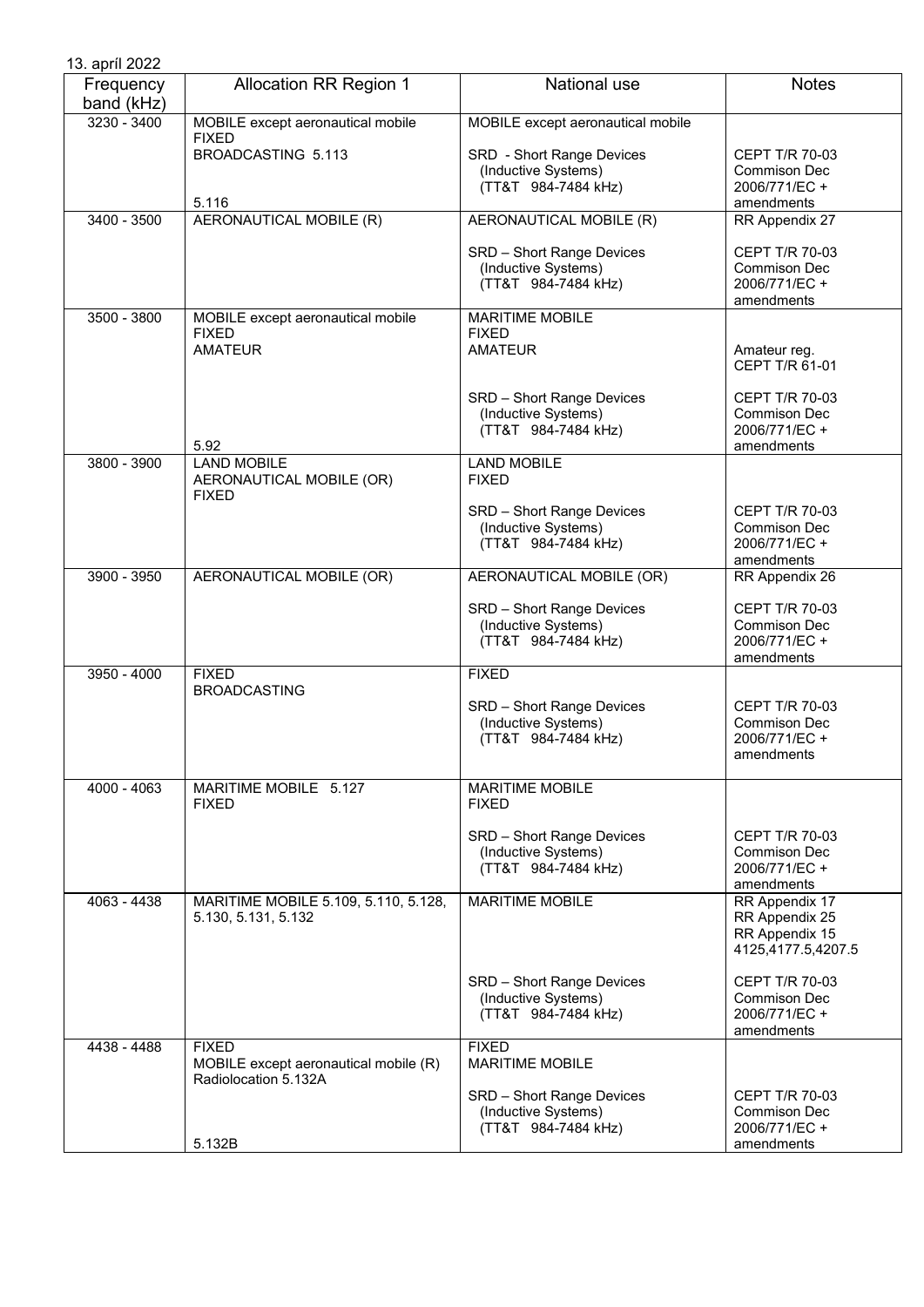13. apríl 2022

| Frequency band (kHz) | Allocation RR Region 1 | National use | Notes |
|---|---|---|---|
| 3230 - 3400 | MOBILE except aeronautical mobile<br>FIXED<br>BROADCASTING 5.113<br><br>5.116 | MOBILE except aeronautical mobile<br><br>SRD - Short Range Devices<br>(Inductive Systems)<br>(TT&T 984-7484 kHz) | <br><br>CEPT T/R 70-03<br>Commison Dec<br>2006/771/EC +<br>amendments |
| 3400 - 3500 | AERONAUTICAL MOBILE (R) | AERONAUTICAL MOBILE (R)<br><br>SRD – Short Range Devices<br>(Inductive Systems)<br>(TT&T 984-7484 kHz) | RR Appendix 27<br><br>CEPT T/R 70-03<br>Commison Dec<br>2006/771/EC +<br>amendments |
| 3500 - 3800 | MOBILE except aeronautical mobile<br>FIXED<br>AMATEUR<br><br>5.92 | MARITIME MOBILE<br>FIXED<br>AMATEUR<br><br>SRD – Short Range Devices<br>(Inductive Systems)<br>(TT&T 984-7484 kHz) | <br><br>Amateur reg.<br>CEPT T/R 61-01<br><br>CEPT T/R 70-03<br>Commison Dec<br>2006/771/EC +<br>amendments |
| 3800 - 3900 | LAND MOBILE<br>AERONAUTICAL MOBILE (OR)<br>FIXED | LAND MOBILE<br>FIXED<br><br>SRD – Short Range Devices<br>(Inductive Systems)<br>(TT&T 984-7484 kHz) | <br><br>CEPT T/R 70-03<br>Commison Dec<br>2006/771/EC +<br>amendments |
| 3900 - 3950 | AERONAUTICAL MOBILE (OR) | AERONAUTICAL MOBILE (OR)<br><br>SRD – Short Range Devices<br>(Inductive Systems)<br>(TT&T 984-7484 kHz) | RR Appendix 26<br><br>CEPT T/R 70-03<br>Commison Dec<br>2006/771/EC +<br>amendments |
| 3950 - 4000 | FIXED<br>BROADCASTING | FIXED<br><br>SRD – Short Range Devices<br>(Inductive Systems)<br>(TT&T 984-7484 kHz) | <br><br>CEPT T/R 70-03<br>Commison Dec<br>2006/771/EC +<br>amendments |
| 4000 - 4063 | MARITIME MOBILE 5.127<br>FIXED | MARITIME MOBILE<br>FIXED<br><br>SRD – Short Range Devices<br>(Inductive Systems)<br>(TT&T 984-7484 kHz) | <br><br>CEPT T/R 70-03<br>Commison Dec<br>2006/771/EC +<br>amendments |
| 4063 - 4438 | MARITIME MOBILE 5.109, 5.110, 5.128, 5.130, 5.131, 5.132 | MARITIME MOBILE<br><br>SRD – Short Range Devices<br>(Inductive Systems)<br>(TT&T 984-7484 kHz) | RR Appendix 17<br>RR Appendix 25<br>RR Appendix 15<br>4125,4177.5,4207.5<br><br>CEPT T/R 70-03<br>Commison Dec<br>2006/771/EC +<br>amendments |
| 4438 - 4488 | FIXED<br>MOBILE except aeronautical mobile (R)<br>Radiolocation 5.132A<br><br>5.132B | FIXED<br>MARITIME MOBILE<br><br>SRD – Short Range Devices<br>(Inductive Systems)<br>(TT&T 984-7484 kHz) | <br><br>CEPT T/R 70-03<br>Commison Dec<br>2006/771/EC +<br>amendments |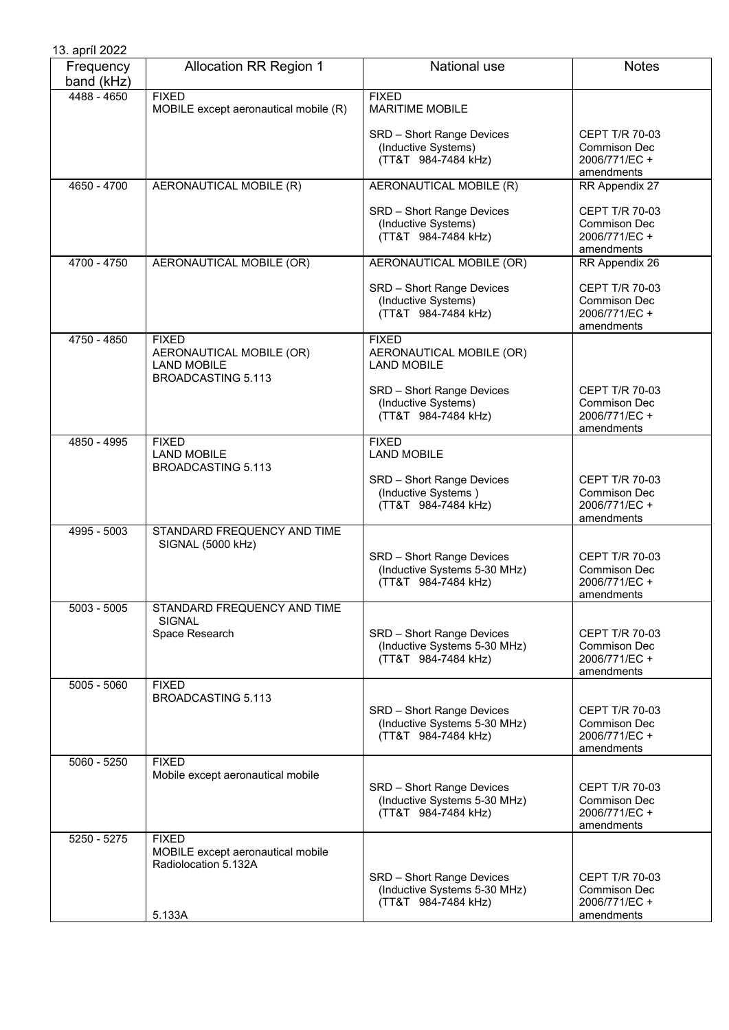13. apríl 2022

| Frequency band (kHz) | Allocation RR Region 1 | National use | Notes |
|---|---|---|---|
| 4488 - 4650 | FIXED<br>MOBILE except aeronautical mobile (R) | FIXED<br>MARITIME MOBILE<br><br>SRD – Short Range Devices<br>(Inductive Systems)<br>(TT&T 984-7484 kHz) | <br><br><br>CEPT T/R 70-03<br>Commison Dec 2006/771/EC + amendments |
| 4650 - 4700 | AERONAUTICAL MOBILE (R) | AERONAUTICAL MOBILE (R)<br><br>SRD – Short Range Devices<br>(Inductive Systems)<br>(TT&T 984-7484 kHz) | RR Appendix 27<br><br>CEPT T/R 70-03<br>Commison Dec 2006/771/EC + amendments |
| 4700 - 4750 | AERONAUTICAL MOBILE (OR) | AERONAUTICAL MOBILE (OR)<br><br>SRD – Short Range Devices<br>(Inductive Systems)<br>(TT&T 984-7484 kHz) | RR Appendix 26<br><br>CEPT T/R 70-03<br>Commison Dec 2006/771/EC + amendments |
| 4750 - 4850 | FIXED<br>AERONAUTICAL MOBILE (OR)<br>LAND MOBILE<br>BROADCASTING 5.113 | FIXED<br>AERONAUTICAL MOBILE (OR)<br>LAND MOBILE<br><br>SRD – Short Range Devices<br>(Inductive Systems)<br>(TT&T 984-7484 kHz) | <br><br><br><br>CEPT T/R 70-03<br>Commison Dec 2006/771/EC + amendments |
| 4850 - 4995 | FIXED<br>LAND MOBILE<br>BROADCASTING 5.113 | FIXED<br>LAND MOBILE<br><br>SRD – Short Range Devices<br>(Inductive Systems )<br>(TT&T 984-7484 kHz) | <br><br><br>CEPT T/R 70-03<br>Commison Dec 2006/771/EC + amendments |
| 4995 - 5003 | STANDARD FREQUENCY AND TIME SIGNAL (5000 kHz) | SRD – Short Range Devices<br>(Inductive Systems 5-30 MHz)<br>(TT&T 984-7484 kHz) | CEPT T/R 70-03<br>Commison Dec 2006/771/EC + amendments |
| 5003 - 5005 | STANDARD FREQUENCY AND TIME SIGNAL<br>Space Research | SRD – Short Range Devices<br>(Inductive Systems 5-30 MHz)<br>(TT&T 984-7484 kHz) | CEPT T/R 70-03<br>Commison Dec 2006/771/EC + amendments |
| 5005 - 5060 | FIXED<br>BROADCASTING 5.113 | SRD – Short Range Devices<br>(Inductive Systems 5-30 MHz)<br>(TT&T 984-7484 kHz) | CEPT T/R 70-03<br>Commison Dec 2006/771/EC + amendments |
| 5060 - 5250 | FIXED<br>Mobile except aeronautical mobile | SRD – Short Range Devices<br>(Inductive Systems 5-30 MHz)<br>(TT&T 984-7484 kHz) | CEPT T/R 70-03<br>Commison Dec 2006/771/EC + amendments |
| 5250 - 5275 | FIXED<br>MOBILE except aeronautical mobile<br>Radiolocation 5.132A<br><br>5.133A | SRD – Short Range Devices<br>(Inductive Systems 5-30 MHz)<br>(TT&T 984-7484 kHz) | CEPT T/R 70-03<br>Commison Dec 2006/771/EC + amendments |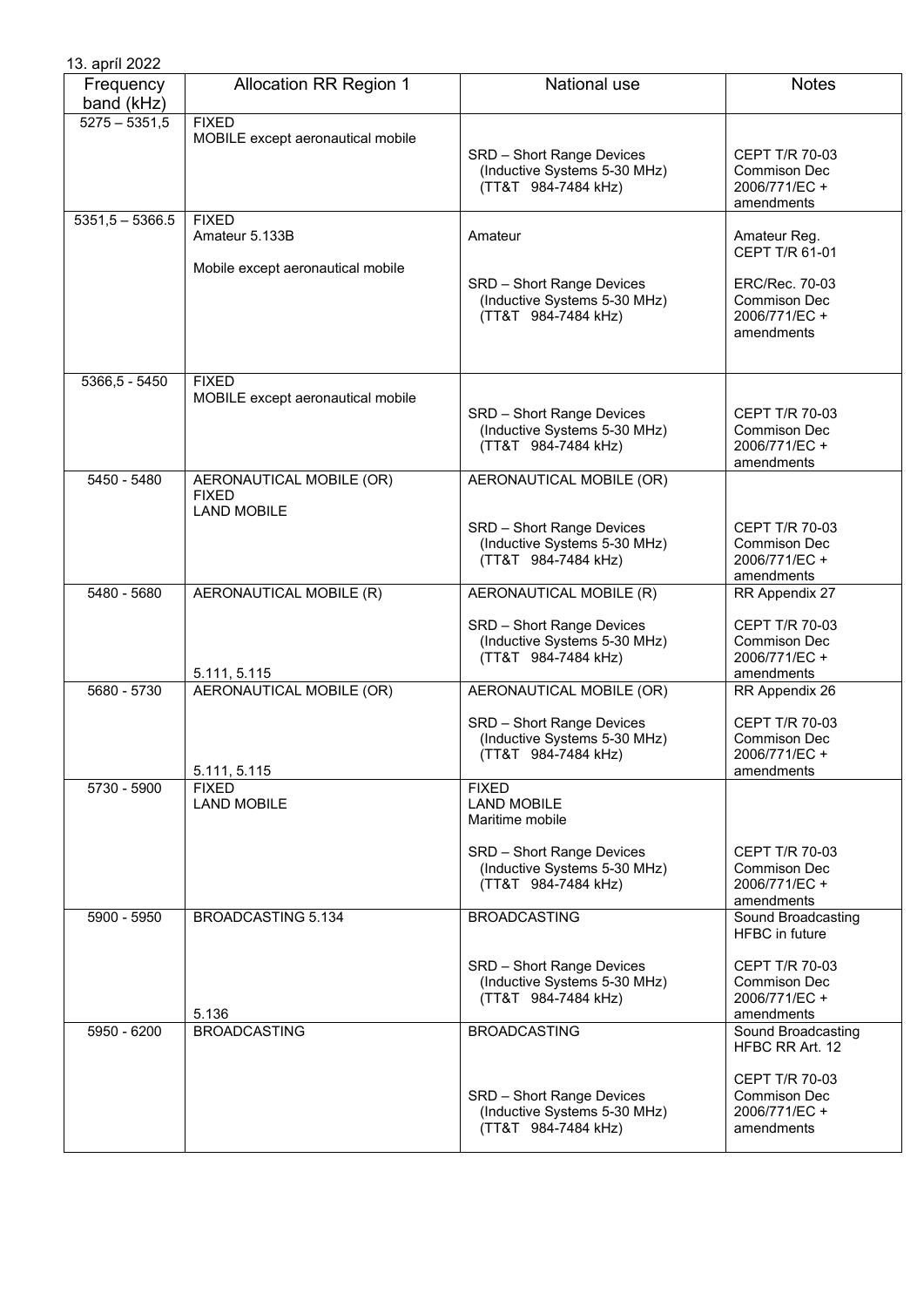13. apríl 2022

| Frequency band (kHz) | Allocation RR Region 1 | National use | Notes |
|---|---|---|---|
| 5275 – 5351,5 | FIXED<br>MOBILE except aeronautical mobile | SRD – Short Range Devices (Inductive Systems 5-30 MHz) (TT&T 984-7484 kHz) | CEPT T/R 70-03<br>Commison Dec 2006/771/EC + amendments |
| 5351,5 – 5366.5 | FIXED<br>Amateur 5.133B<br><br>Mobile except aeronautical mobile | Amateur<br><br>SRD – Short Range Devices (Inductive Systems 5-30 MHz) (TT&T 984-7484 kHz) | Amateur Reg.<br>CEPT T/R 61-01<br><br>ERC/Rec. 70-03<br>Commison Dec 2006/771/EC + amendments |
| 5366,5 - 5450 | FIXED<br>MOBILE except aeronautical mobile | SRD – Short Range Devices (Inductive Systems 5-30 MHz) (TT&T 984-7484 kHz) | CEPT T/R 70-03<br>Commison Dec 2006/771/EC + amendments |
| 5450 - 5480 | AERONAUTICAL MOBILE (OR)<br>FIXED<br>LAND MOBILE | AERONAUTICAL MOBILE (OR)<br><br>SRD – Short Range Devices (Inductive Systems 5-30 MHz) (TT&T 984-7484 kHz) | CEPT T/R 70-03<br>Commison Dec 2006/771/EC + amendments |
| 5480 - 5680 | AERONAUTICAL MOBILE (R)<br><br>5.111, 5.115 | AERONAUTICAL MOBILE (R)<br><br>SRD – Short Range Devices (Inductive Systems 5-30 MHz) (TT&T 984-7484 kHz) | RR Appendix 27<br><br>CEPT T/R 70-03<br>Commison Dec 2006/771/EC + amendments |
| 5680 - 5730 | AERONAUTICAL MOBILE (OR)<br><br>5.111, 5.115 | AERONAUTICAL MOBILE (OR)<br><br>SRD – Short Range Devices (Inductive Systems 5-30 MHz) (TT&T 984-7484 kHz) | RR Appendix 26<br><br>CEPT T/R 70-03<br>Commison Dec 2006/771/EC + amendments |
| 5730 - 5900 | FIXED<br>LAND MOBILE | FIXED<br>LAND MOBILE<br>Maritime mobile<br><br>SRD – Short Range Devices (Inductive Systems 5-30 MHz) (TT&T 984-7484 kHz) | CEPT T/R 70-03<br>Commison Dec 2006/771/EC + amendments |
| 5900 - 5950 | BROADCASTING 5.134<br><br>5.136 | BROADCASTING<br><br>SRD – Short Range Devices (Inductive Systems 5-30 MHz) (TT&T 984-7484 kHz) | Sound Broadcasting HFBC in future<br><br>CEPT T/R 70-03<br>Commison Dec 2006/771/EC + amendments |
| 5950 - 6200 | BROADCASTING | BROADCASTING<br><br>SRD – Short Range Devices (Inductive Systems 5-30 MHz) (TT&T 984-7484 kHz) | Sound Broadcasting HFBC RR Art. 12<br><br>CEPT T/R 70-03<br>Commison Dec 2006/771/EC + amendments |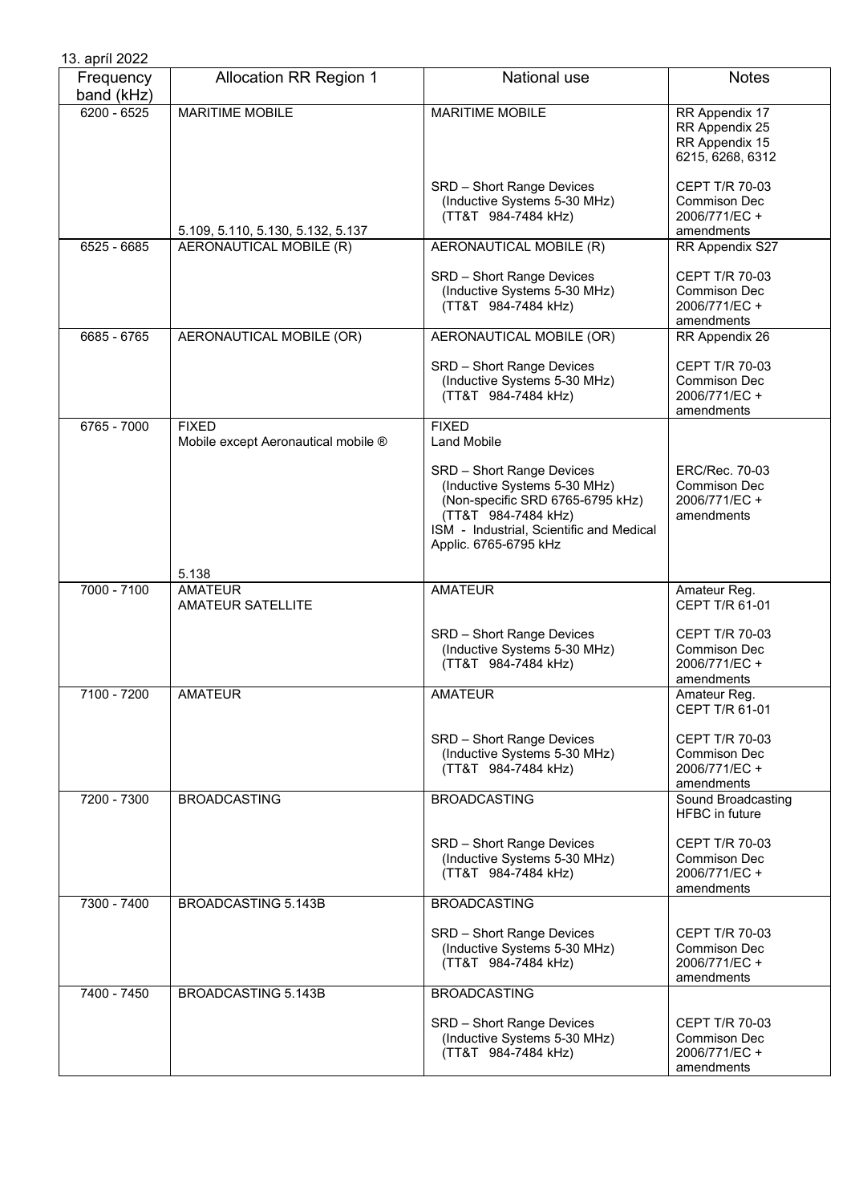13. apríl 2022

| Frequency band (kHz) | Allocation RR Region 1 | National use | Notes |
|---|---|---|---|
| 6200 - 6525 | MARITIME MOBILE<br><br>5.109, 5.110, 5.130, 5.132, 5.137 | MARITIME MOBILE<br><br>SRD – Short Range Devices (Inductive Systems 5-30 MHz) (TT&T 984-7484 kHz) | RR Appendix 17<br>RR Appendix 25<br>RR Appendix 15<br>6215, 6268, 6312<br><br>CEPT T/R 70-03<br>Commison Dec 2006/771/EC + amendments |
| 6525 - 6685 | AERONAUTICAL MOBILE (R) | AERONAUTICAL MOBILE (R)<br><br>SRD – Short Range Devices (Inductive Systems 5-30 MHz) (TT&T 984-7484 kHz) | RR Appendix S27<br><br>CEPT T/R 70-03<br>Commison Dec 2006/771/EC + amendments |
| 6685 - 6765 | AERONAUTICAL MOBILE (OR) | AERONAUTICAL MOBILE (OR)<br><br>SRD – Short Range Devices (Inductive Systems 5-30 MHz) (TT&T 984-7484 kHz) | RR Appendix 26<br><br>CEPT T/R 70-03<br>Commison Dec 2006/771/EC + amendments |
| 6765 - 7000 | FIXED<br>Mobile except Aeronautical mobile ®<br><br>5.138 | FIXED<br>Land Mobile<br><br>SRD – Short Range Devices (Inductive Systems 5-30 MHz) (Non-specific SRD 6765-6795 kHz) (TT&T 984-7484 kHz)<br>ISM - Industrial, Scientific and Medical Applic. 6765-6795 kHz | ERC/Rec. 70-03<br>Commison Dec 2006/771/EC + amendments |
| 7000 - 7100 | AMATEUR<br>AMATEUR SATELLITE | AMATEUR<br><br>SRD – Short Range Devices (Inductive Systems 5-30 MHz) (TT&T 984-7484 kHz) | Amateur Reg.<br>CEPT T/R 61-01<br><br>CEPT T/R 70-03<br>Commison Dec 2006/771/EC + amendments |
| 7100 - 7200 | AMATEUR | AMATEUR<br><br>SRD – Short Range Devices (Inductive Systems 5-30 MHz) (TT&T 984-7484 kHz) | Amateur Reg.<br>CEPT T/R 61-01<br><br>CEPT T/R 70-03<br>Commison Dec 2006/771/EC + amendments |
| 7200 - 7300 | BROADCASTING | BROADCASTING<br><br>SRD – Short Range Devices (Inductive Systems 5-30 MHz) (TT&T 984-7484 kHz) | Sound Broadcasting<br>HFBC in future<br><br>CEPT T/R 70-03<br>Commison Dec 2006/771/EC + amendments |
| 7300 - 7400 | BROADCASTING 5.143B | BROADCASTING<br><br>SRD – Short Range Devices (Inductive Systems 5-30 MHz) (TT&T 984-7484 kHz) | CEPT T/R 70-03<br>Commison Dec 2006/771/EC + amendments |
| 7400 - 7450 | BROADCASTING 5.143B | BROADCASTING<br><br>SRD – Short Range Devices (Inductive Systems 5-30 MHz) (TT&T 984-7484 kHz) | CEPT T/R 70-03<br>Commison Dec 2006/771/EC + amendments |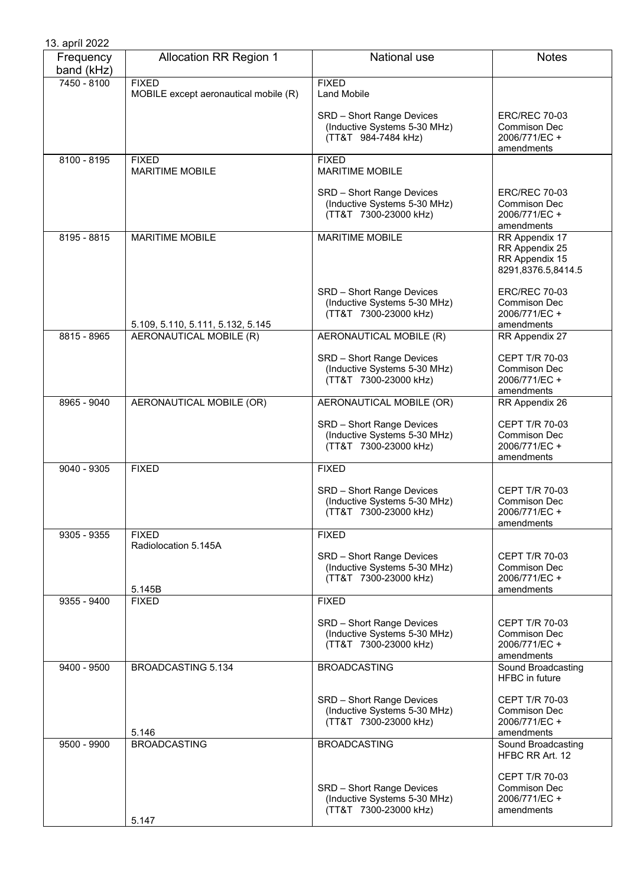13. apríl 2022

| Frequency band (kHz) | Allocation RR Region 1 | National use | Notes |
|---|---|---|---|
| 7450 - 8100 | FIXED<br>MOBILE except aeronautical mobile (R) | FIXED<br>Land Mobile<br><br>SRD – Short Range Devices<br>(Inductive Systems 5-30 MHz)<br>(TT&T 984-7484 kHz) | <br><br><br>ERC/REC 70-03<br>Commison Dec<br>2006/771/EC +<br>amendments |
| 8100 - 8195 | FIXED<br>MARITIME MOBILE | FIXED<br>MARITIME MOBILE<br><br>SRD – Short Range Devices<br>(Inductive Systems 5-30 MHz)<br>(TT&T 7300-23000 kHz) | <br><br><br>ERC/REC 70-03<br>Commison Dec<br>2006/771/EC +<br>amendments |
| 8195 - 8815 | MARITIME MOBILE<br><br><br><br>5.109, 5.110, 5.111, 5.132, 5.145 | MARITIME MOBILE<br><br><br><br>SRD – Short Range Devices<br>(Inductive Systems 5-30 MHz)<br>(TT&T 7300-23000 kHz) | RR Appendix 17<br>RR Appendix 25<br>RR Appendix 15<br>8291,8376.5,8414.5<br><br>ERC/REC 70-03<br>Commison Dec<br>2006/771/EC +<br>amendments |
| 8815 - 8965 | AERONAUTICAL MOBILE (R) | AERONAUTICAL MOBILE (R)<br><br>SRD – Short Range Devices<br>(Inductive Systems 5-30 MHz)<br>(TT&T 7300-23000 kHz) | RR Appendix 27<br><br>CEPT T/R 70-03<br>Commison Dec<br>2006/771/EC +<br>amendments |
| 8965 - 9040 | AERONAUTICAL MOBILE (OR) | AERONAUTICAL MOBILE (OR)<br><br>SRD – Short Range Devices<br>(Inductive Systems 5-30 MHz)<br>(TT&T 7300-23000 kHz) | RR Appendix 26<br><br>CEPT T/R 70-03<br>Commison Dec<br>2006/771/EC +<br>amendments |
| 9040 - 9305 | FIXED | FIXED<br><br>SRD – Short Range Devices<br>(Inductive Systems 5-30 MHz)<br>(TT&T 7300-23000 kHz) | <br><br>CEPT T/R 70-03<br>Commison Dec<br>2006/771/EC +<br>amendments |
| 9305 - 9355 | FIXED<br>Radiolocation 5.145A<br><br>5.145B | FIXED<br><br>SRD – Short Range Devices<br>(Inductive Systems 5-30 MHz)<br>(TT&T 7300-23000 kHz) | <br><br>CEPT T/R 70-03<br>Commison Dec<br>2006/771/EC +<br>amendments |
| 9355 - 9400 | FIXED | FIXED<br><br>SRD – Short Range Devices<br>(Inductive Systems 5-30 MHz)<br>(TT&T 7300-23000 kHz) | <br><br>CEPT T/R 70-03<br>Commison Dec<br>2006/771/EC +<br>amendments |
| 9400 - 9500 | BROADCASTING 5.134<br><br><br>5.146 | BROADCASTING<br><br>SRD – Short Range Devices<br>(Inductive Systems 5-30 MHz)<br>(TT&T 7300-23000 kHz) | Sound Broadcasting<br>HFBC in future<br><br>CEPT T/R 70-03<br>Commison Dec<br>2006/771/EC +<br>amendments |
| 9500 - 9900 | BROADCASTING<br><br><br>5.147 | BROADCASTING<br><br>SRD – Short Range Devices<br>(Inductive Systems 5-30 MHz)<br>(TT&T 7300-23000 kHz) | Sound Broadcasting<br>HFBC RR Art. 12<br><br>CEPT T/R 70-03<br>Commison Dec<br>2006/771/EC +<br>amendments |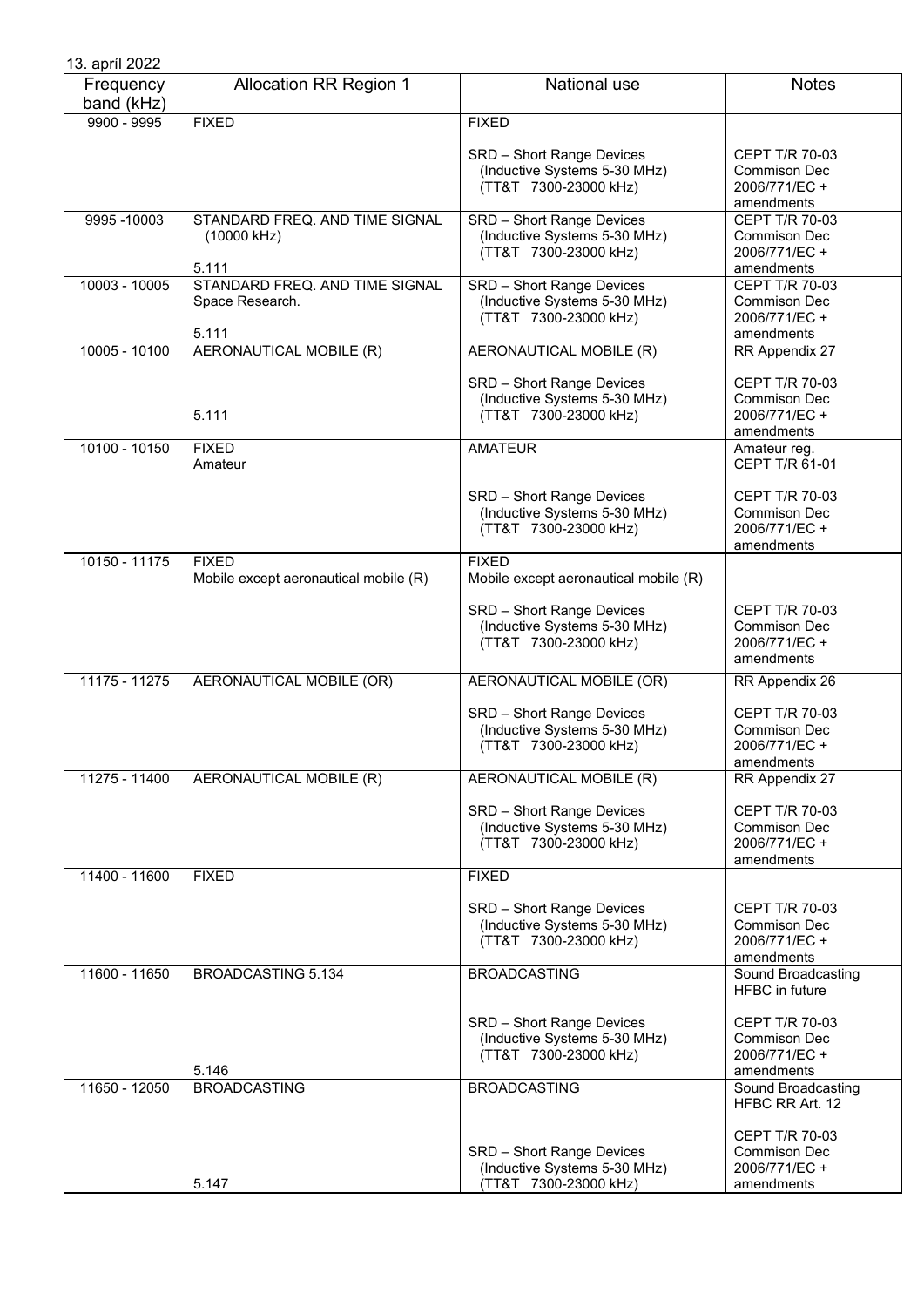13. apríl 2022

| Frequency band (kHz) | Allocation RR Region 1 | National use | Notes |
|---|---|---|---|
| 9900 - 9995 | FIXED | FIXED<br><br>SRD – Short Range Devices<br>(Inductive Systems 5-30 MHz)<br>(TT&T 7300-23000 kHz) | <br><br>CEPT T/R 70-03<br>Commison Dec<br>2006/771/EC +<br>amendments |
| 9995 -10003 | STANDARD FREQ. AND TIME SIGNAL<br>(10000 kHz)<br><br>5.111 | SRD – Short Range Devices<br>(Inductive Systems 5-30 MHz)<br>(TT&T 7300-23000 kHz) | CEPT T/R 70-03<br>Commison Dec<br>2006/771/EC +<br>amendments |
| 10003 - 10005 | STANDARD FREQ. AND TIME SIGNAL<br>Space Research.<br><br>5.111 | SRD – Short Range Devices<br>(Inductive Systems 5-30 MHz)<br>(TT&T 7300-23000 kHz) | CEPT T/R 70-03<br>Commison Dec<br>2006/771/EC +<br>amendments |
| 10005 - 10100 | AERONAUTICAL MOBILE (R)<br><br><br>5.111 | AERONAUTICAL MOBILE (R)<br><br>SRD – Short Range Devices<br>(Inductive Systems 5-30 MHz)<br>(TT&T 7300-23000 kHz) | RR Appendix 27<br><br>CEPT T/R 70-03<br>Commison Dec<br>2006/771/EC +<br>amendments |
| 10100 - 10150 | FIXED<br>Amateur | AMATEUR<br><br><br>SRD – Short Range Devices<br>(Inductive Systems 5-30 MHz)<br>(TT&T 7300-23000 kHz) | Amateur reg.<br>CEPT T/R 61-01<br><br>CEPT T/R 70-03<br>Commison Dec<br>2006/771/EC +<br>amendments |
| 10150 - 11175 | FIXED<br>Mobile except aeronautical mobile (R) | FIXED<br>Mobile except aeronautical mobile (R)<br><br>SRD – Short Range Devices<br>(Inductive Systems 5-30 MHz)<br>(TT&T 7300-23000 kHz) | <br><br><br>CEPT T/R 70-03<br>Commison Dec<br>2006/771/EC +<br>amendments |
| 11175 - 11275 | AERONAUTICAL MOBILE (OR) | AERONAUTICAL MOBILE (OR)<br><br>SRD – Short Range Devices<br>(Inductive Systems 5-30 MHz)<br>(TT&T 7300-23000 kHz) | RR Appendix 26<br><br>CEPT T/R 70-03<br>Commison Dec<br>2006/771/EC +<br>amendments |
| 11275 - 11400 | AERONAUTICAL MOBILE (R) | AERONAUTICAL MOBILE (R)<br><br>SRD – Short Range Devices<br>(Inductive Systems 5-30 MHz)<br>(TT&T 7300-23000 kHz) | RR Appendix 27<br><br>CEPT T/R 70-03<br>Commison Dec<br>2006/771/EC +<br>amendments |
| 11400 - 11600 | FIXED | FIXED<br><br>SRD – Short Range Devices<br>(Inductive Systems 5-30 MHz)<br>(TT&T 7300-23000 kHz) | <br><br>CEPT T/R 70-03<br>Commison Dec<br>2006/771/EC +<br>amendments |
| 11600 - 11650 | BROADCASTING 5.134<br><br><br><br><br>5.146 | BROADCASTING<br><br><br>SRD – Short Range Devices<br>(Inductive Systems 5-30 MHz)<br>(TT&T 7300-23000 kHz) | Sound Broadcasting<br>HFBC in future<br><br>CEPT T/R 70-03<br>Commison Dec<br>2006/771/EC +<br>amendments |
| 11650 - 12050 | BROADCASTING<br><br><br><br><br>5.147 | BROADCASTING<br><br><br>SRD – Short Range Devices<br>(Inductive Systems 5-30 MHz)<br>(TT&T 7300-23000 kHz) | Sound Broadcasting<br>HFBC RR Art. 12<br><br>CEPT T/R 70-03<br>Commison Dec<br>2006/771/EC +<br>amendments |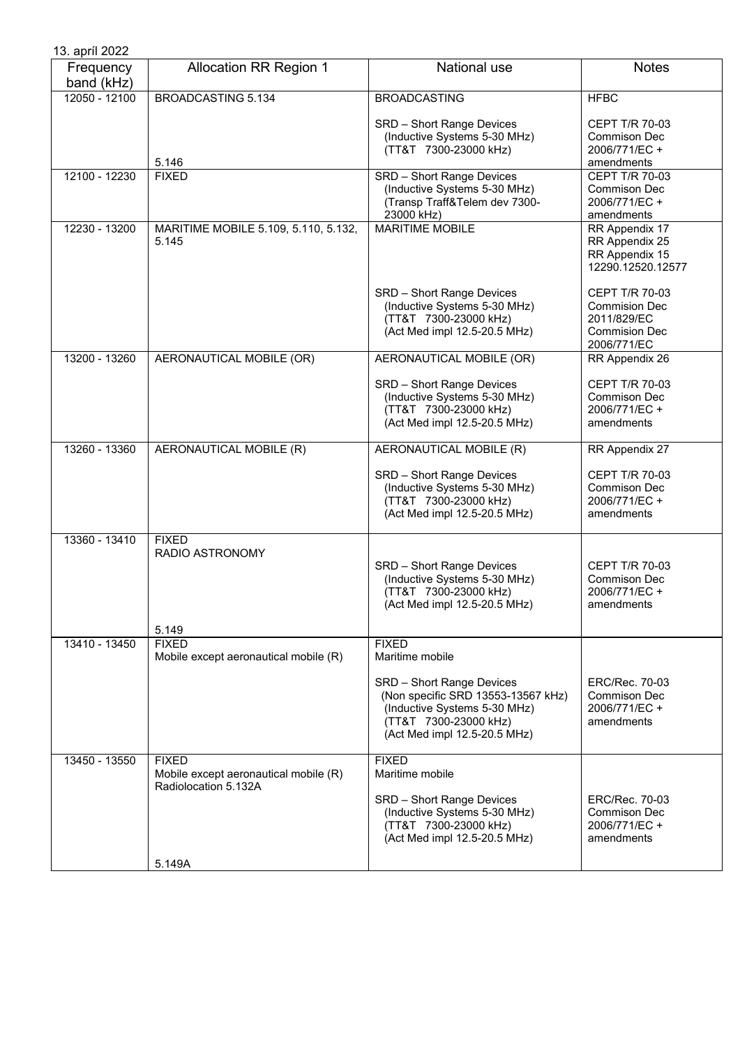13. apríl 2022

| Frequency band (kHz) | Allocation RR Region 1 | National use | Notes |
|---|---|---|---|
| 12050 - 12100 | BROADCASTING 5.134<br><br>5.146 | BROADCASTING<br><br>SRD – Short Range Devices<br>(Inductive Systems 5-30 MHz)<br>(TT&T 7300-23000 kHz) | HFBC<br><br>CEPT T/R 70-03<br>Commison Dec 2006/771/EC + amendments |
| 12100 - 12230 | FIXED | SRD – Short Range Devices<br>(Inductive Systems 5-30 MHz)<br>(Transp Traff&Telem dev 7300-23000 kHz) | CEPT T/R 70-03<br>Commison Dec 2006/771/EC + amendments |
| 12230 - 13200 | MARITIME MOBILE 5.109, 5.110, 5.132, 5.145 | MARITIME MOBILE<br><br>SRD – Short Range Devices<br>(Inductive Systems 5-30 MHz)<br>(TT&T 7300-23000 kHz)<br>(Act Med impl 12.5-20.5 MHz) | RR Appendix 17<br>RR Appendix 25<br>RR Appendix 15<br>12290.12520.12577<br><br>CEPT T/R 70-03<br>Commision Dec 2011/829/EC<br>Commision Dec 2006/771/EC |
| 13200 - 13260 | AERONAUTICAL MOBILE (OR) | AERONAUTICAL MOBILE (OR)<br><br>SRD – Short Range Devices<br>(Inductive Systems 5-30 MHz)<br>(TT&T 7300-23000 kHz)<br>(Act Med impl 12.5-20.5 MHz) | RR Appendix 26<br><br>CEPT T/R 70-03<br>Commison Dec 2006/771/EC + amendments |
| 13260 - 13360 | AERONAUTICAL MOBILE (R) | AERONAUTICAL MOBILE (R)<br><br>SRD – Short Range Devices<br>(Inductive Systems 5-30 MHz)<br>(TT&T 7300-23000 kHz)<br>(Act Med impl 12.5-20.5 MHz) | RR Appendix 27<br><br>CEPT T/R 70-03<br>Commison Dec 2006/771/EC + amendments |
| 13360 - 13410 | FIXED<br>RADIO ASTRONOMY<br><br>5.149 | SRD – Short Range Devices<br>(Inductive Systems 5-30 MHz)<br>(TT&T 7300-23000 kHz)<br>(Act Med impl 12.5-20.5 MHz) | CEPT T/R 70-03<br>Commison Dec 2006/771/EC + amendments |
| 13410 - 13450 | FIXED<br>Mobile except aeronautical mobile (R) | FIXED<br>Maritime mobile<br><br>SRD – Short Range Devices<br>(Non specific SRD 13553-13567 kHz)<br>(Inductive Systems 5-30 MHz)<br>(TT&T 7300-23000 kHz)<br>(Act Med impl 12.5-20.5 MHz) | ERC/Rec. 70-03<br>Commison Dec 2006/771/EC + amendments |
| 13450 - 13550 | FIXED<br>Mobile except aeronautical mobile (R)<br>Radiolocation 5.132A<br><br>5.149A | FIXED<br>Maritime mobile<br><br>SRD – Short Range Devices<br>(Inductive Systems 5-30 MHz)<br>(TT&T 7300-23000 kHz)<br>(Act Med impl 12.5-20.5 MHz) | ERC/Rec. 70-03<br>Commison Dec 2006/771/EC + amendments |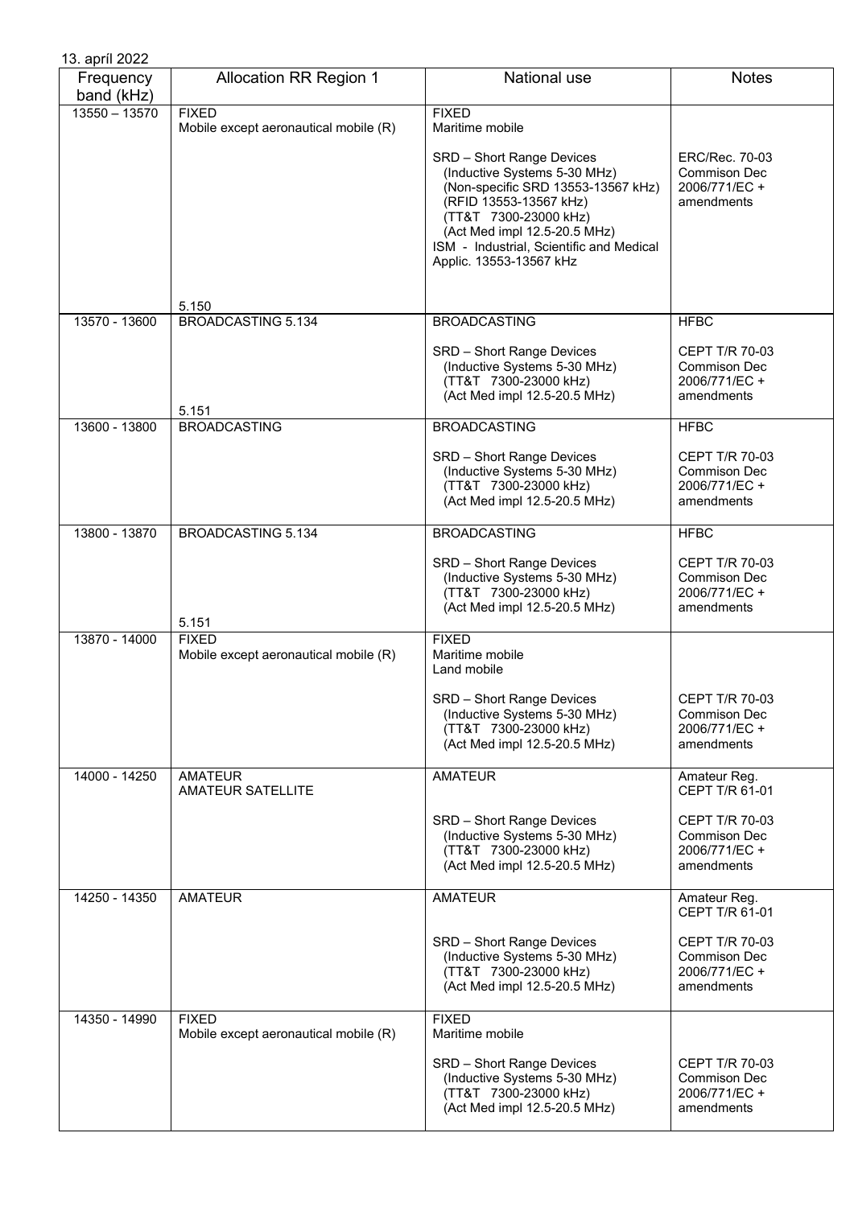13. apríl 2022

| Frequency band (kHz) | Allocation RR Region 1 | National use | Notes |
|---|---|---|---|
| 13550 – 13570 | FIXED<br>Mobile except aeronautical mobile (R)<br><br>5.150 | FIXED<br>Maritime mobile<br><br>SRD – Short Range Devices<br>(Inductive Systems 5-30 MHz)<br>(Non-specific SRD 13553-13567 kHz)<br>(RFID 13553-13567 kHz)<br>(TT&T 7300-23000 kHz)<br>(Act Med impl 12.5-20.5 MHz)<br>ISM - Industrial, Scientific and Medical Applic. 13553-13567 kHz | <br><br><br>ERC/Rec. 70-03<br>Commison Dec<br>2006/771/EC +<br>amendments |
| 13570 - 13600 | BROADCASTING 5.134<br><br>5.151 | BROADCASTING<br><br>SRD – Short Range Devices<br>(Inductive Systems 5-30 MHz)<br>(TT&T 7300-23000 kHz)<br>(Act Med impl 12.5-20.5 MHz) | HFBC<br><br>CEPT T/R 70-03<br>Commison Dec<br>2006/771/EC +<br>amendments |
| 13600 - 13800 | BROADCASTING | BROADCASTING<br><br>SRD – Short Range Devices<br>(Inductive Systems 5-30 MHz)<br>(TT&T 7300-23000 kHz)<br>(Act Med impl 12.5-20.5 MHz) | HFBC<br><br>CEPT T/R 70-03<br>Commison Dec<br>2006/771/EC +<br>amendments |
| 13800 - 13870 | BROADCASTING 5.134<br><br>5.151 | BROADCASTING<br><br>SRD – Short Range Devices<br>(Inductive Systems 5-30 MHz)<br>(TT&T 7300-23000 kHz)<br>(Act Med impl 12.5-20.5 MHz) | HFBC<br><br>CEPT T/R 70-03<br>Commison Dec<br>2006/771/EC +<br>amendments |
| 13870 - 14000 | FIXED<br>Mobile except aeronautical mobile (R) | FIXED<br>Maritime mobile<br>Land mobile<br><br>SRD – Short Range Devices<br>(Inductive Systems 5-30 MHz)<br>(TT&T 7300-23000 kHz)<br>(Act Med impl 12.5-20.5 MHz) | <br><br><br><br>CEPT T/R 70-03<br>Commison Dec<br>2006/771/EC +<br>amendments |
| 14000 - 14250 | AMATEUR<br>AMATEUR SATELLITE | AMATEUR<br><br>SRD – Short Range Devices<br>(Inductive Systems 5-30 MHz)<br>(TT&T 7300-23000 kHz)<br>(Act Med impl 12.5-20.5 MHz) | Amateur Reg.<br>CEPT T/R 61-01<br><br>CEPT T/R 70-03<br>Commison Dec<br>2006/771/EC +<br>amendments |
| 14250 - 14350 | AMATEUR | AMATEUR<br><br>SRD – Short Range Devices<br>(Inductive Systems 5-30 MHz)<br>(TT&T 7300-23000 kHz)<br>(Act Med impl 12.5-20.5 MHz) | Amateur Reg.<br>CEPT T/R 61-01<br><br>CEPT T/R 70-03<br>Commison Dec<br>2006/771/EC +<br>amendments |
| 14350 - 14990 | FIXED<br>Mobile except aeronautical mobile (R) | FIXED<br>Maritime mobile<br><br>SRD – Short Range Devices<br>(Inductive Systems 5-30 MHz)<br>(TT&T 7300-23000 kHz)<br>(Act Med impl 12.5-20.5 MHz) | <br><br><br>CEPT T/R 70-03<br>Commison Dec<br>2006/771/EC +<br>amendments |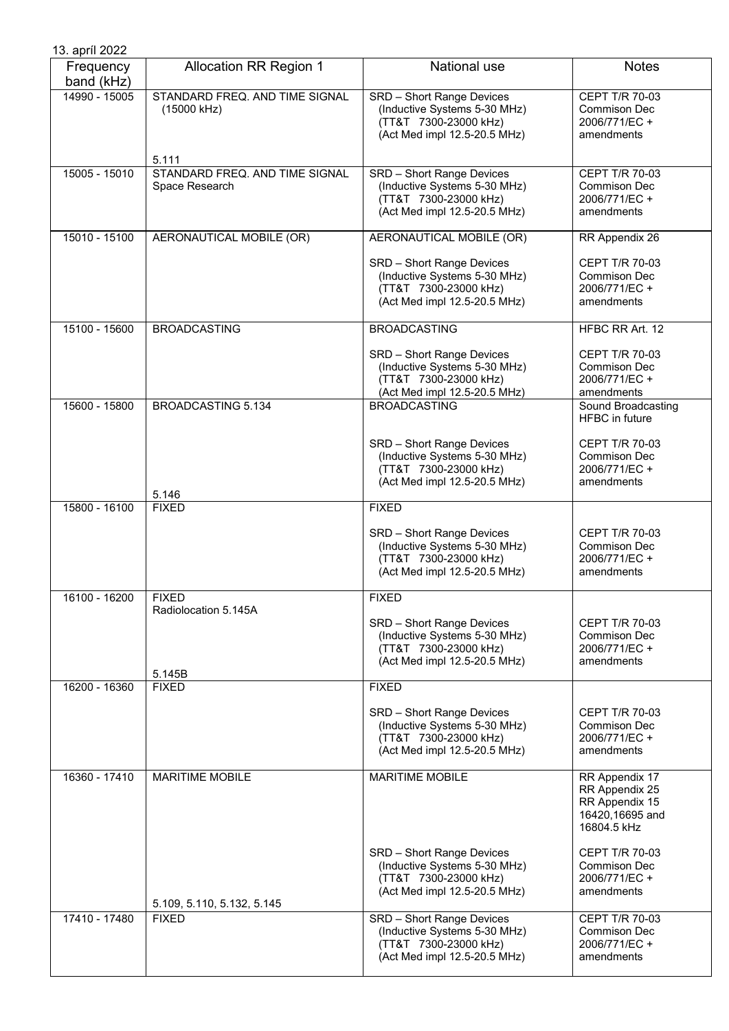13. apríl 2022

| Frequency band (kHz) | Allocation RR Region 1 | National use | Notes |
|---|---|---|---|
| 14990 - 15005 | STANDARD FREQ. AND TIME SIGNAL (15000 kHz)<br><br>5.111 | SRD – Short Range Devices (Inductive Systems 5-30 MHz) (TT&T 7300-23000 kHz) (Act Med impl 12.5-20.5 MHz) | CEPT T/R 70-03 Commison Dec 2006/771/EC + amendments |
| 15005 - 15010 | STANDARD FREQ. AND TIME SIGNAL Space Research | SRD – Short Range Devices (Inductive Systems 5-30 MHz) (TT&T 7300-23000 kHz) (Act Med impl 12.5-20.5 MHz) | CEPT T/R 70-03 Commison Dec 2006/771/EC + amendments |
| 15010 - 15100 | AERONAUTICAL MOBILE (OR) | AERONAUTICAL MOBILE (OR)<br><br>SRD – Short Range Devices (Inductive Systems 5-30 MHz) (TT&T 7300-23000 kHz) (Act Med impl 12.5-20.5 MHz) | RR Appendix 26<br><br>CEPT T/R 70-03 Commison Dec 2006/771/EC + amendments |
| 15100 - 15600 | BROADCASTING | BROADCASTING<br><br>SRD – Short Range Devices (Inductive Systems 5-30 MHz) (TT&T 7300-23000 kHz) (Act Med impl 12.5-20.5 MHz) | HFBC RR Art. 12<br><br>CEPT T/R 70-03 Commison Dec 2006/771/EC + amendments |
| 15600 - 15800 | BROADCASTING 5.134<br><br>5.146 | BROADCASTING<br><br>SRD – Short Range Devices (Inductive Systems 5-30 MHz) (TT&T 7300-23000 kHz) (Act Med impl 12.5-20.5 MHz) | Sound Broadcasting HFBC in future<br><br>CEPT T/R 70-03 Commison Dec 2006/771/EC + amendments |
| 15800 - 16100 | FIXED | FIXED<br><br>SRD – Short Range Devices (Inductive Systems 5-30 MHz) (TT&T 7300-23000 kHz) (Act Med impl 12.5-20.5 MHz) | CEPT T/R 70-03 Commison Dec 2006/771/EC + amendments |
| 16100 - 16200 | FIXED<br>Radiolocation 5.145A<br><br>5.145B | FIXED<br><br>SRD – Short Range Devices (Inductive Systems 5-30 MHz) (TT&T 7300-23000 kHz) (Act Med impl 12.5-20.5 MHz) | CEPT T/R 70-03 Commison Dec 2006/771/EC + amendments |
| 16200 - 16360 | FIXED | FIXED<br><br>SRD – Short Range Devices (Inductive Systems 5-30 MHz) (TT&T 7300-23000 kHz) (Act Med impl 12.5-20.5 MHz) | CEPT T/R 70-03 Commison Dec 2006/771/EC + amendments |
| 16360 - 17410 | MARITIME MOBILE<br><br>5.109, 5.110, 5.132, 5.145 | MARITIME MOBILE<br><br>SRD – Short Range Devices (Inductive Systems 5-30 MHz) (TT&T 7300-23000 kHz) (Act Med impl 12.5-20.5 MHz) | RR Appendix 17<br>RR Appendix 25<br>RR Appendix 15<br>16420,16695 and 16804.5 kHz<br><br>CEPT T/R 70-03 Commison Dec 2006/771/EC + amendments |
| 17410 - 17480 | FIXED | SRD – Short Range Devices (Inductive Systems 5-30 MHz) (TT&T 7300-23000 kHz) (Act Med impl 12.5-20.5 MHz) | CEPT T/R 70-03 Commison Dec 2006/771/EC + amendments |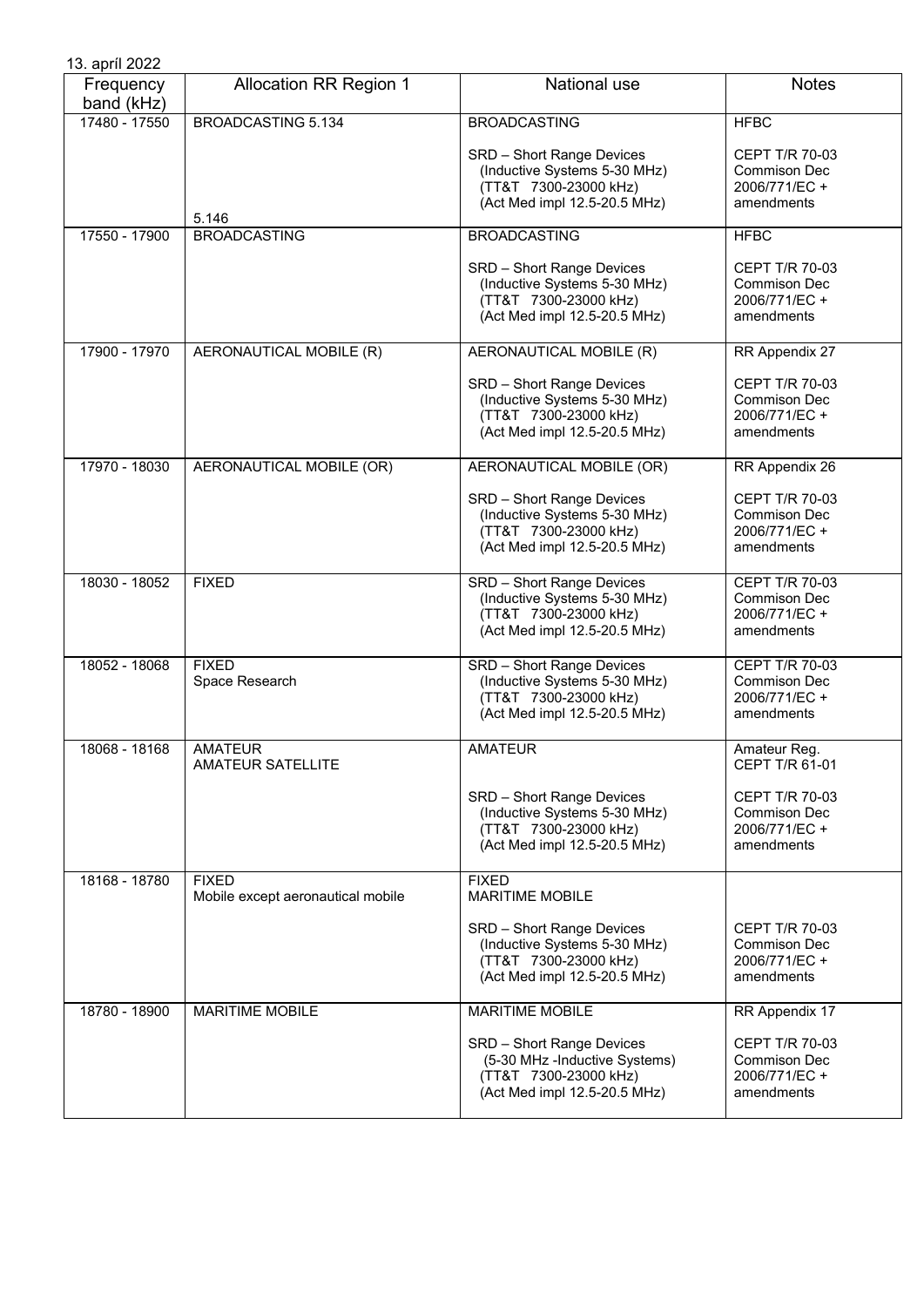13. apríl 2022

| Frequency band (kHz) | Allocation RR Region 1 | National use | Notes |
|---|---|---|---|
| 17480 - 17550 | BROADCASTING 5.134<br><br>5.146 | BROADCASTING<br><br>SRD – Short Range Devices<br>(Inductive Systems 5-30 MHz)<br>(TT&T 7300-23000 kHz)<br>(Act Med impl 12.5-20.5 MHz) | HFBC<br><br>CEPT T/R 70-03<br>Commison Dec<br>2006/771/EC +<br>amendments |
| 17550 - 17900 | BROADCASTING | BROADCASTING<br><br>SRD – Short Range Devices<br>(Inductive Systems 5-30 MHz)<br>(TT&T 7300-23000 kHz)<br>(Act Med impl 12.5-20.5 MHz) | HFBC<br><br>CEPT T/R 70-03<br>Commison Dec<br>2006/771/EC +<br>amendments |
| 17900 - 17970 | AERONAUTICAL MOBILE (R) | AERONAUTICAL MOBILE (R)<br><br>SRD – Short Range Devices<br>(Inductive Systems 5-30 MHz)<br>(TT&T 7300-23000 kHz)<br>(Act Med impl 12.5-20.5 MHz) | RR Appendix 27<br><br>CEPT T/R 70-03<br>Commison Dec<br>2006/771/EC +<br>amendments |
| 17970 - 18030 | AERONAUTICAL MOBILE (OR) | AERONAUTICAL MOBILE (OR)<br><br>SRD – Short Range Devices<br>(Inductive Systems 5-30 MHz)<br>(TT&T 7300-23000 kHz)<br>(Act Med impl 12.5-20.5 MHz) | RR Appendix 26<br><br>CEPT T/R 70-03<br>Commison Dec<br>2006/771/EC +<br>amendments |
| 18030 - 18052 | FIXED | SRD – Short Range Devices<br>(Inductive Systems 5-30 MHz)<br>(TT&T 7300-23000 kHz)<br>(Act Med impl 12.5-20.5 MHz) | CEPT T/R 70-03<br>Commison Dec<br>2006/771/EC +<br>amendments |
| 18052 - 18068 | FIXED<br>Space Research | SRD – Short Range Devices<br>(Inductive Systems 5-30 MHz)<br>(TT&T 7300-23000 kHz)<br>(Act Med impl 12.5-20.5 MHz) | CEPT T/R 70-03<br>Commison Dec<br>2006/771/EC +<br>amendments |
| 18068 - 18168 | AMATEUR<br>AMATEUR SATELLITE | AMATEUR<br><br>SRD – Short Range Devices<br>(Inductive Systems 5-30 MHz)<br>(TT&T 7300-23000 kHz)<br>(Act Med impl 12.5-20.5 MHz) | Amateur Reg.<br>CEPT T/R 61-01<br><br>CEPT T/R 70-03<br>Commison Dec<br>2006/771/EC +<br>amendments |
| 18168 - 18780 | FIXED<br>Mobile except aeronautical mobile | FIXED<br>MARITIME MOBILE<br><br>SRD – Short Range Devices<br>(Inductive Systems 5-30 MHz)<br>(TT&T 7300-23000 kHz)<br>(Act Med impl 12.5-20.5 MHz) | CEPT T/R 70-03<br>Commison Dec<br>2006/771/EC +<br>amendments |
| 18780 - 18900 | MARITIME MOBILE | MARITIME MOBILE<br><br>SRD – Short Range Devices<br>(5-30 MHz -Inductive Systems)<br>(TT&T 7300-23000 kHz)<br>(Act Med impl 12.5-20.5 MHz) | RR Appendix 17<br><br>CEPT T/R 70-03<br>Commison Dec<br>2006/771/EC +<br>amendments |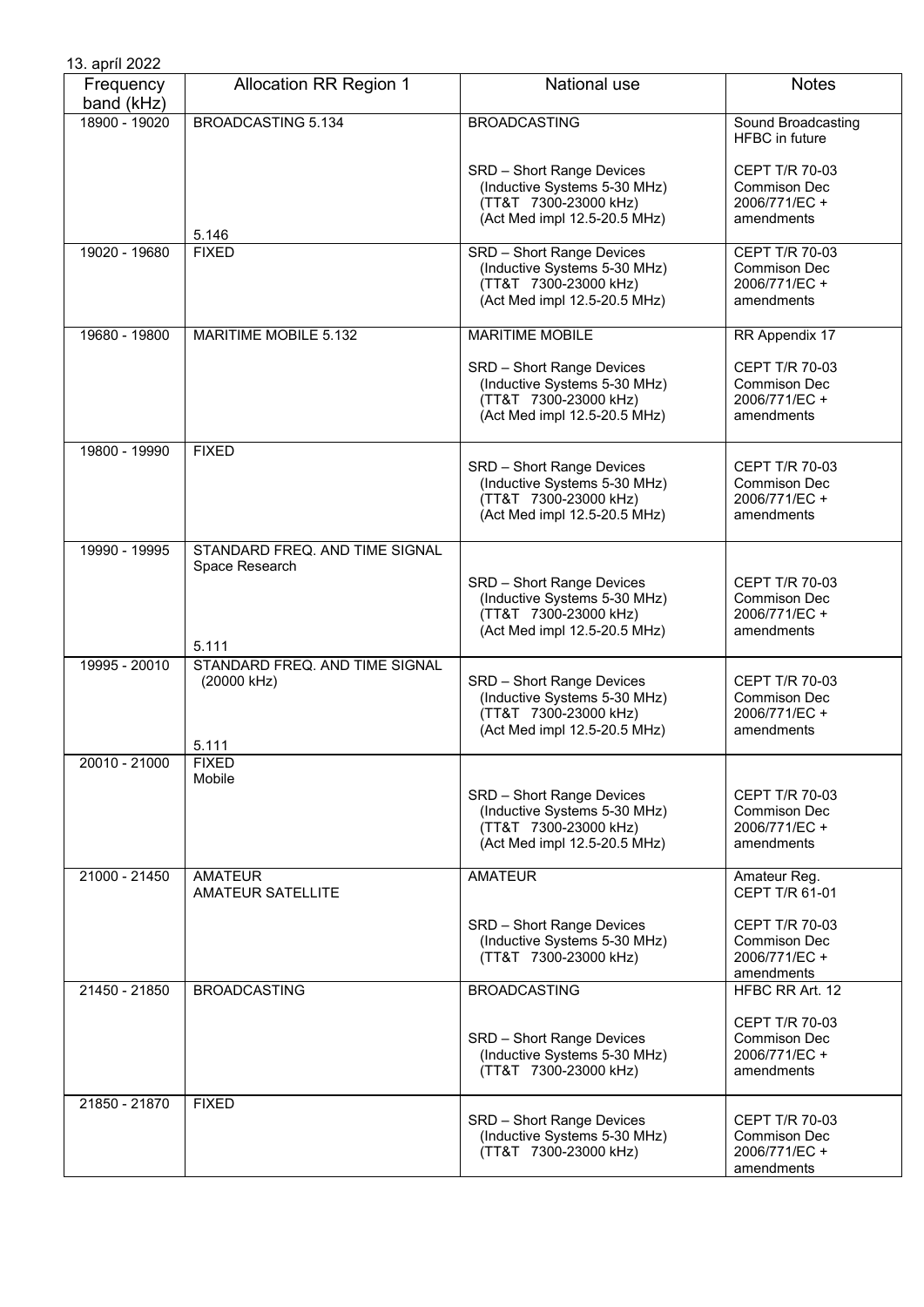13. apríl 2022

| Frequency band (kHz) | Allocation RR Region 1 | National use | Notes |
|---|---|---|---|
| 18900 - 19020 | BROADCASTING 5.134<br><br>5.146 | BROADCASTING<br><br>SRD – Short Range Devices<br>(Inductive Systems 5-30 MHz)<br>(TT&T 7300-23000 kHz)<br>(Act Med impl 12.5-20.5 MHz) | Sound Broadcasting<br>HFBC in future<br><br>CEPT T/R 70-03<br>Commison Dec<br>2006/771/EC +<br>amendments |
| 19020 - 19680 | FIXED | SRD – Short Range Devices<br>(Inductive Systems 5-30 MHz)<br>(TT&T 7300-23000 kHz)<br>(Act Med impl 12.5-20.5 MHz) | CEPT T/R 70-03<br>Commison Dec<br>2006/771/EC +<br>amendments |
| 19680 - 19800 | MARITIME MOBILE 5.132 | MARITIME MOBILE<br><br>SRD – Short Range Devices<br>(Inductive Systems 5-30 MHz)<br>(TT&T 7300-23000 kHz)<br>(Act Med impl 12.5-20.5 MHz) | RR Appendix 17<br><br>CEPT T/R 70-03<br>Commison Dec<br>2006/771/EC +<br>amendments |
| 19800 - 19990 | FIXED | SRD – Short Range Devices<br>(Inductive Systems 5-30 MHz)<br>(TT&T 7300-23000 kHz)<br>(Act Med impl 12.5-20.5 MHz) | CEPT T/R 70-03<br>Commison Dec<br>2006/771/EC +<br>amendments |
| 19990 - 19995 | STANDARD FREQ. AND TIME SIGNAL<br>Space Research<br><br>5.111 | SRD – Short Range Devices<br>(Inductive Systems 5-30 MHz)<br>(TT&T 7300-23000 kHz)<br>(Act Med impl 12.5-20.5 MHz) | CEPT T/R 70-03<br>Commison Dec<br>2006/771/EC +<br>amendments |
| 19995 - 20010 | STANDARD FREQ. AND TIME SIGNAL<br>(20000 kHz)<br><br>5.111 | SRD – Short Range Devices<br>(Inductive Systems 5-30 MHz)<br>(TT&T 7300-23000 kHz)<br>(Act Med impl 12.5-20.5 MHz) | CEPT T/R 70-03<br>Commison Dec<br>2006/771/EC +<br>amendments |
| 20010 - 21000 | FIXED<br>Mobile | SRD – Short Range Devices<br>(Inductive Systems 5-30 MHz)<br>(TT&T 7300-23000 kHz)<br>(Act Med impl 12.5-20.5 MHz) | CEPT T/R 70-03<br>Commison Dec<br>2006/771/EC +<br>amendments |
| 21000 - 21450 | AMATEUR<br>AMATEUR SATELLITE | AMATEUR<br><br>SRD – Short Range Devices<br>(Inductive Systems 5-30 MHz)<br>(TT&T 7300-23000 kHz) | Amateur Reg.<br>CEPT T/R 61-01<br><br>CEPT T/R 70-03<br>Commison Dec<br>2006/771/EC +<br>amendments |
| 21450 - 21850 | BROADCASTING | BROADCASTING<br><br>SRD – Short Range Devices<br>(Inductive Systems 5-30 MHz)<br>(TT&T 7300-23000 kHz) | HFBC RR Art. 12<br><br>CEPT T/R 70-03<br>Commison Dec<br>2006/771/EC +<br>amendments |
| 21850 - 21870 | FIXED | SRD – Short Range Devices<br>(Inductive Systems 5-30 MHz)<br>(TT&T 7300-23000 kHz) | CEPT T/R 70-03<br>Commison Dec<br>2006/771/EC +<br>amendments |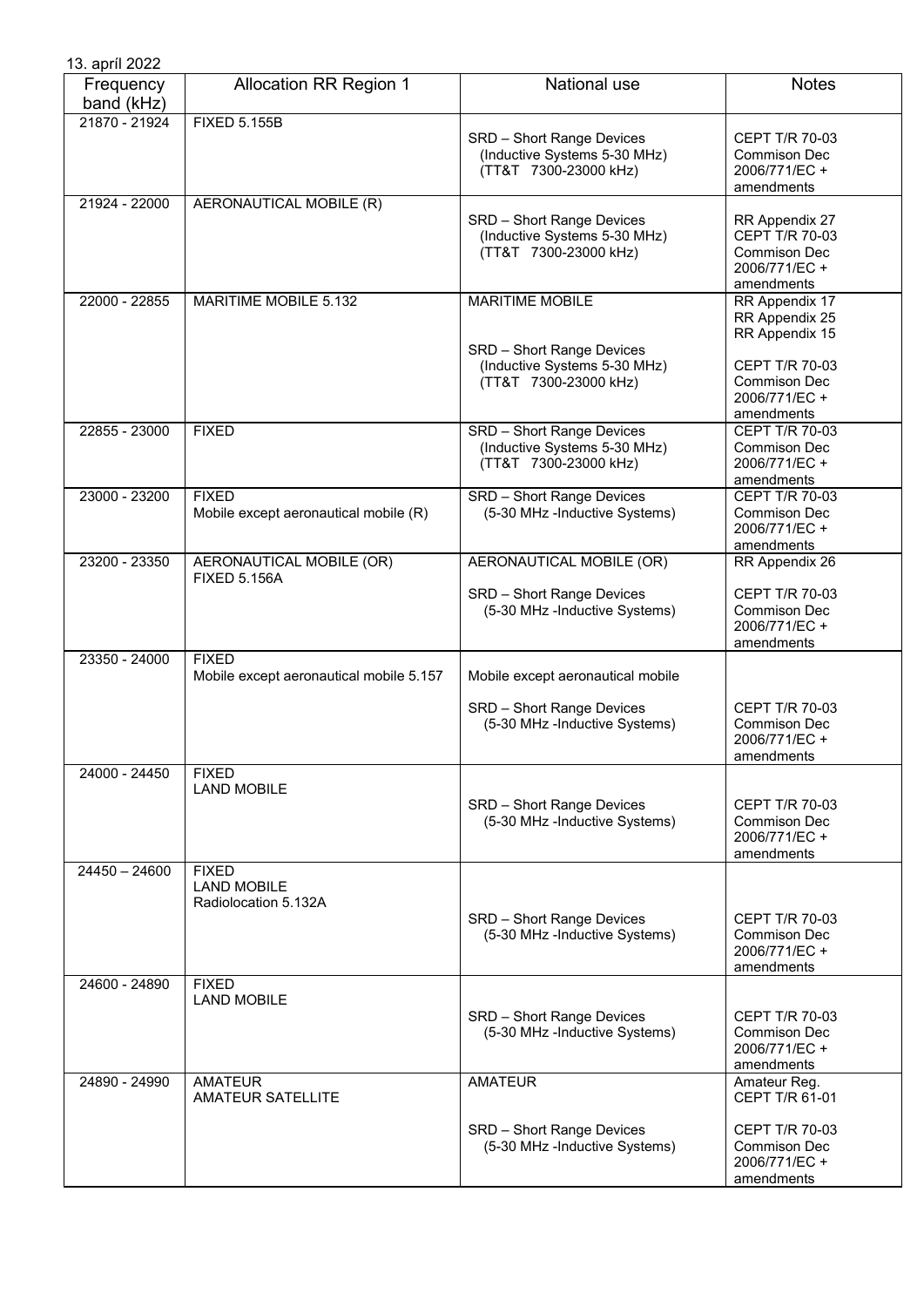13. apríl 2022

| Frequency band (kHz) | Allocation RR Region 1 | National use | Notes |
|---|---|---|---|
| 21870 - 21924 | FIXED 5.155B | SRD – Short Range Devices (Inductive Systems 5-30 MHz) (TT&T 7300-23000 kHz) | CEPT T/R 70-03 Commison Dec 2006/771/EC + amendments |
| 21924 - 22000 | AERONAUTICAL MOBILE (R) | SRD – Short Range Devices (Inductive Systems 5-30 MHz) (TT&T 7300-23000 kHz) | RR Appendix 27 CEPT T/R 70-03 Commison Dec 2006/771/EC + amendments |
| 22000 - 22855 | MARITIME MOBILE 5.132 | MARITIME MOBILE<br><br>SRD – Short Range Devices (Inductive Systems 5-30 MHz) (TT&T 7300-23000 kHz) | RR Appendix 17 RR Appendix 25 RR Appendix 15<br><br>CEPT T/R 70-03 Commison Dec 2006/771/EC + amendments |
| 22855 - 23000 | FIXED | SRD – Short Range Devices (Inductive Systems 5-30 MHz) (TT&T 7300-23000 kHz) | CEPT T/R 70-03 Commison Dec 2006/771/EC + amendments |
| 23000 - 23200 | FIXED<br>Mobile except aeronautical mobile (R) | SRD – Short Range Devices (5-30 MHz -Inductive Systems) | CEPT T/R 70-03 Commison Dec 2006/771/EC + amendments |
| 23200 - 23350 | AERONAUTICAL MOBILE (OR)<br>FIXED 5.156A | AERONAUTICAL MOBILE (OR)<br><br>SRD – Short Range Devices (5-30 MHz -Inductive Systems) | RR Appendix 26<br><br>CEPT T/R 70-03 Commison Dec 2006/771/EC + amendments |
| 23350 - 24000 | FIXED<br>Mobile except aeronautical mobile 5.157 | Mobile except aeronautical mobile<br><br>SRD – Short Range Devices (5-30 MHz -Inductive Systems) | CEPT T/R 70-03 Commison Dec 2006/771/EC + amendments |
| 24000 - 24450 | FIXED<br>LAND MOBILE | SRD – Short Range Devices (5-30 MHz -Inductive Systems) | CEPT T/R 70-03 Commison Dec 2006/771/EC + amendments |
| 24450 – 24600 | FIXED<br>LAND MOBILE<br>Radiolocation 5.132A | SRD – Short Range Devices (5-30 MHz -Inductive Systems) | CEPT T/R 70-03 Commison Dec 2006/771/EC + amendments |
| 24600 - 24890 | FIXED<br>LAND MOBILE | SRD – Short Range Devices (5-30 MHz -Inductive Systems) | CEPT T/R 70-03 Commison Dec 2006/771/EC + amendments |
| 24890 - 24990 | AMATEUR<br>AMATEUR SATELLITE | AMATEUR<br><br>SRD – Short Range Devices (5-30 MHz -Inductive Systems) | Amateur Reg. CEPT T/R 61-01<br><br>CEPT T/R 70-03 Commison Dec 2006/771/EC + amendments |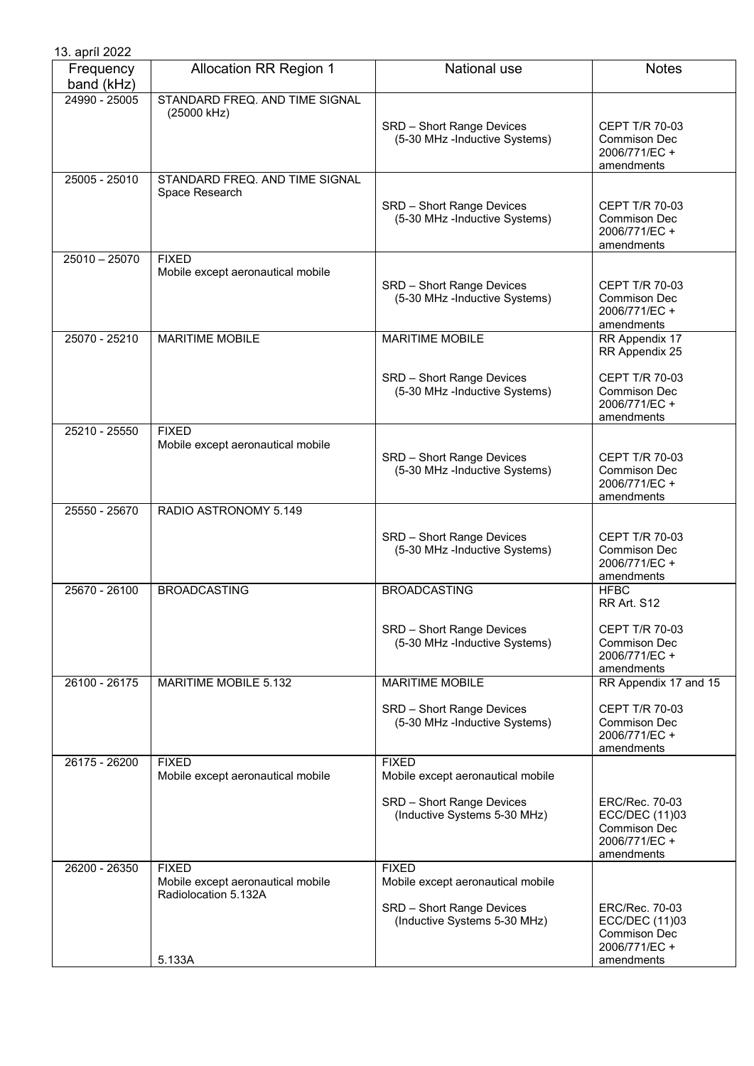13. apríl 2022

| Frequency band (kHz) | Allocation RR Region 1 | National use | Notes |
|---|---|---|---|
| 24990 - 25005 | STANDARD FREQ. AND TIME SIGNAL (25000 kHz) | SRD – Short Range Devices (5-30 MHz -Inductive Systems) | CEPT T/R 70-03 Commison Dec 2006/771/EC + amendments |
| 25005 - 25010 | STANDARD FREQ. AND TIME SIGNAL Space Research | SRD – Short Range Devices (5-30 MHz -Inductive Systems) | CEPT T/R 70-03 Commison Dec 2006/771/EC + amendments |
| 25010 – 25070 | FIXED Mobile except aeronautical mobile | SRD – Short Range Devices (5-30 MHz -Inductive Systems) | CEPT T/R 70-03 Commison Dec 2006/771/EC + amendments |
| 25070 - 25210 | MARITIME MOBILE | MARITIME MOBILE<br><br>SRD – Short Range Devices (5-30 MHz -Inductive Systems) | RR Appendix 17 RR Appendix 25<br><br>CEPT T/R 70-03 Commison Dec 2006/771/EC + amendments |
| 25210 - 25550 | FIXED Mobile except aeronautical mobile | SRD – Short Range Devices (5-30 MHz -Inductive Systems) | CEPT T/R 70-03 Commison Dec 2006/771/EC + amendments |
| 25550 - 25670 | RADIO ASTRONOMY 5.149 | SRD – Short Range Devices (5-30 MHz -Inductive Systems) | CEPT T/R 70-03 Commison Dec 2006/771/EC + amendments |
| 25670 - 26100 | BROADCASTING | BROADCASTING<br><br>SRD – Short Range Devices (5-30 MHz -Inductive Systems) | HFBC RR Art. S12<br><br>CEPT T/R 70-03 Commison Dec 2006/771/EC + amendments |
| 26100 - 26175 | MARITIME MOBILE 5.132 | MARITIME MOBILE<br><br>SRD – Short Range Devices (5-30 MHz -Inductive Systems) | RR Appendix 17 and 15<br><br>CEPT T/R 70-03 Commison Dec 2006/771/EC + amendments |
| 26175 - 26200 | FIXED Mobile except aeronautical mobile | FIXED Mobile except aeronautical mobile<br><br>SRD – Short Range Devices (Inductive Systems 5-30 MHz) | ERC/Rec. 70-03 ECC/DEC (11)03 Commison Dec 2006/771/EC + amendments |
| 26200 - 26350 | FIXED Mobile except aeronautical mobile Radiolocation 5.132A<br><br>5.133A | FIXED Mobile except aeronautical mobile<br><br>SRD – Short Range Devices (Inductive Systems 5-30 MHz) | ERC/Rec. 70-03 ECC/DEC (11)03 Commison Dec 2006/771/EC + amendments |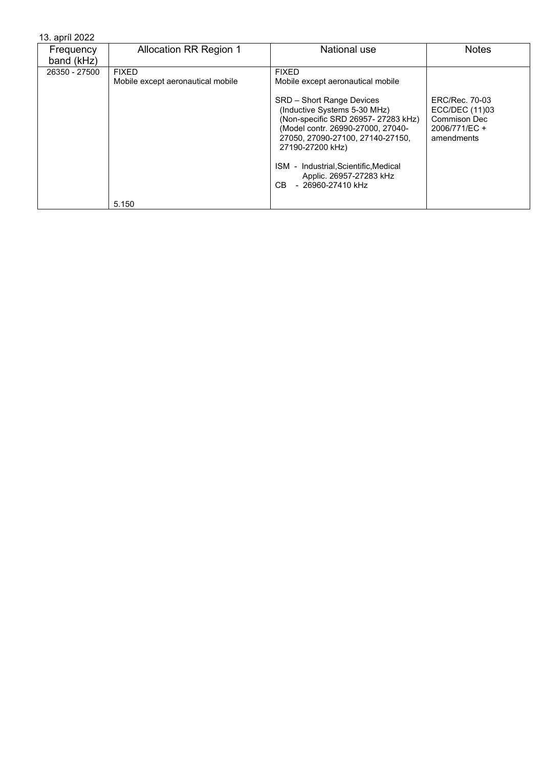| Frequency band (kHz) | Allocation RR Region 1 | National use | Notes |
|---|---|---|---|
| 26350 - 27500 | FIXED<br>Mobile except aeronautical mobile<br><br>5.150 | FIXED<br>Mobile except aeronautical mobile<br><br>SRD – Short Range Devices<br>(Inductive Systems 5-30 MHz)<br>(Non-specific SRD 26957- 27283 kHz)<br>(Model contr. 26990-27000, 27040-27050, 27090-27100, 27140-27150, 27190-27200 kHz)<br><br>ISM - Industrial,Scientific,Medical Applic. 26957-27283 kHz<br>CB - 26960-27410 kHz | ERC/Rec. 70-03<br>ECC/DEC (11)03<br>Commison Dec 2006/771/EC + amendments |